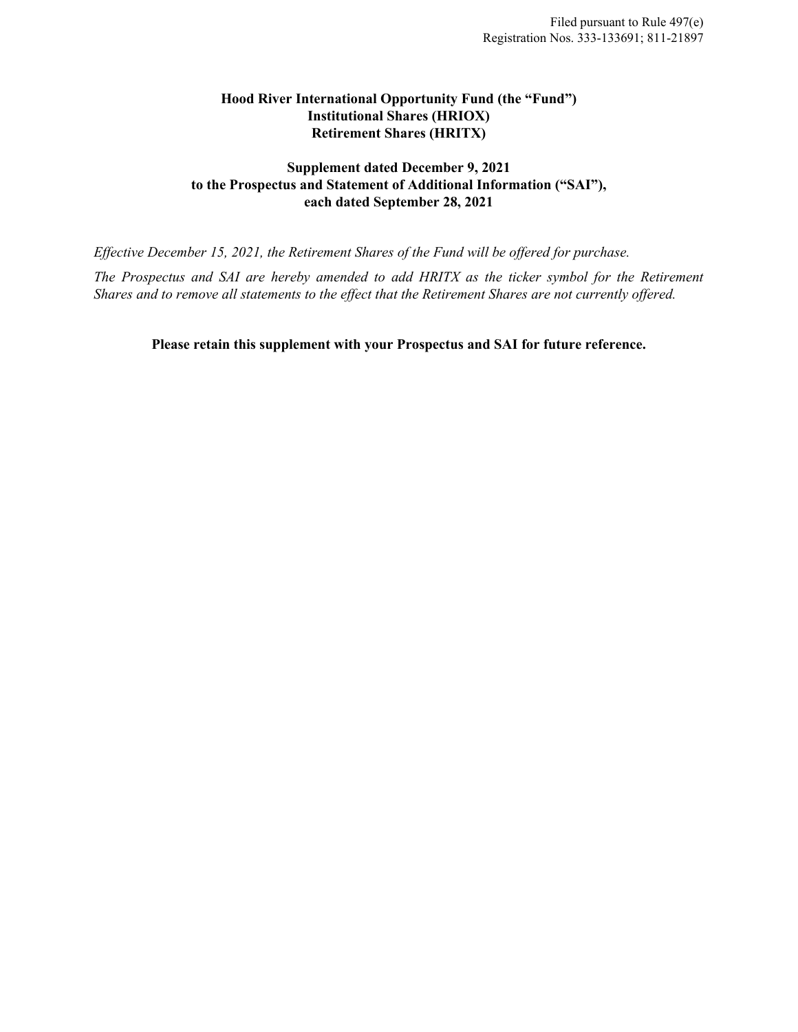Filed pursuant to Rule 497(e)
Registration Nos. 333-133691; 811-21897

**Hood River International Opportunity Fund (the "Fund")**
**Institutional Shares (HRIOX)**
**Retirement Shares (HRITX)**

**Supplement dated December 9, 2021**
**to the Prospectus and Statement of Additional Information ("SAI"),**
**each dated September 28, 2021**

*Effective December 15, 2021, the Retirement Shares of the Fund will be offered for purchase.*

*The Prospectus and SAI are hereby amended to add HRITX as the ticker symbol for the Retirement Shares and to remove all statements to the effect that the Retirement Shares are not currently offered.*

**Please retain this supplement with your Prospectus and SAI for future reference.**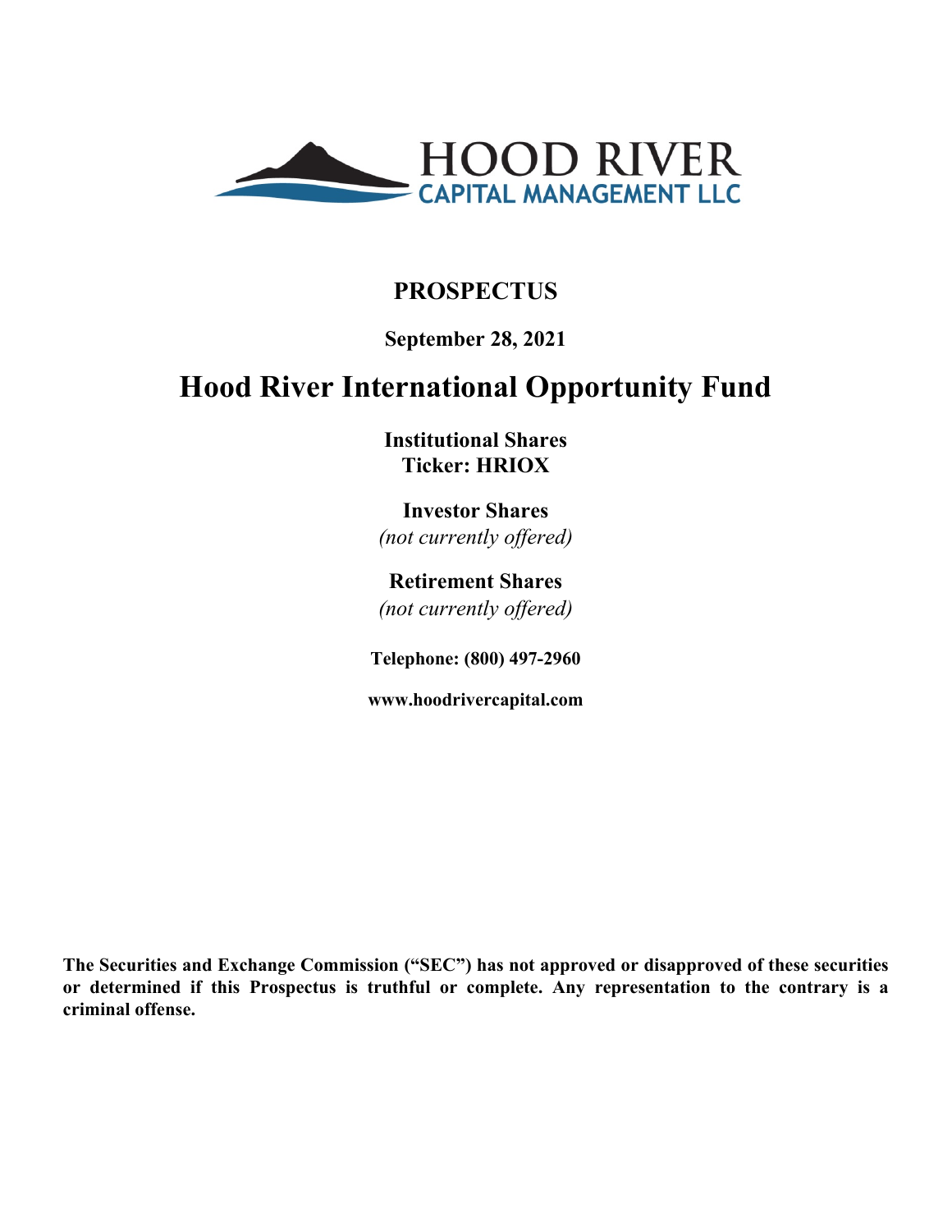HOOD RIVER
CAPITAL MANAGEMENT LLC

# PROSPECTUS

**September 28, 2021**

# Hood River International Opportunity Fund

**Institutional Shares**
**Ticker: HRIOX**

**Investor Shares**
*(not currently offered)*

**Retirement Shares**
*(not currently offered)*

**Telephone: (800) 497-2960**

**www.hoodrivercapital.com**

**The Securities and Exchange Commission ("SEC") has not approved or disapproved of these securities or determined if this Prospectus is truthful or complete. Any representation to the contrary is a criminal offense.**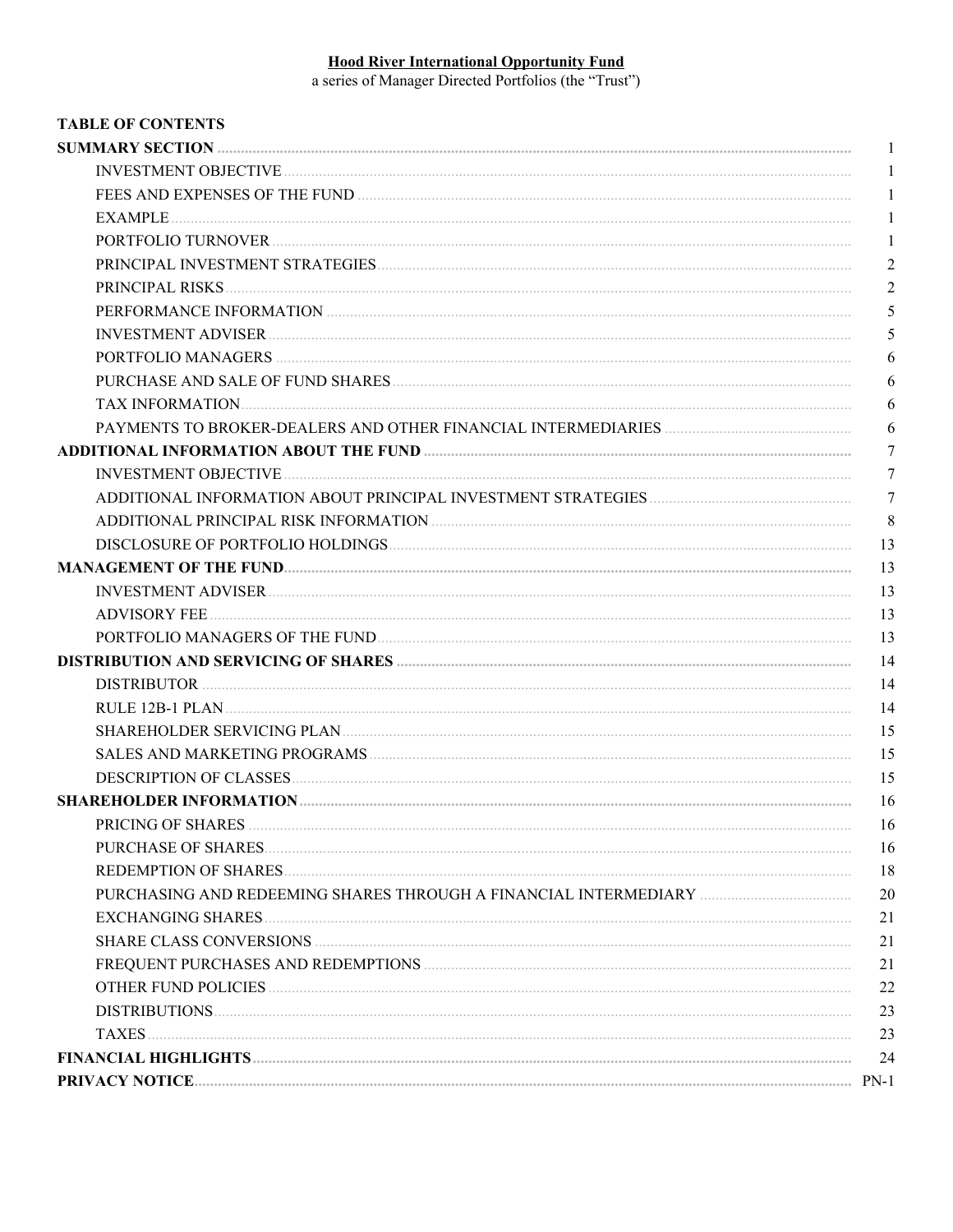**Hood River International Opportunity Fund**

a series of Manager Directed Portfolios (the "Trust")

**TABLE OF CONTENTS**

| | |
|---|---|
| **SUMMARY SECTION** | 1 |
| INVESTMENT OBJECTIVE | 1 |
| FEES AND EXPENSES OF THE FUND | 1 |
| EXAMPLE | 1 |
| PORTFOLIO TURNOVER | 1 |
| PRINCIPAL INVESTMENT STRATEGIES | 2 |
| PRINCIPAL RISKS | 2 |
| PERFORMANCE INFORMATION | 5 |
| INVESTMENT ADVISER | 5 |
| PORTFOLIO MANAGERS | 6 |
| PURCHASE AND SALE OF FUND SHARES | 6 |
| TAX INFORMATION | 6 |
| PAYMENTS TO BROKER-DEALERS AND OTHER FINANCIAL INTERMEDIARIES | 6 |
| **ADDITIONAL INFORMATION ABOUT THE FUND** | 7 |
| INVESTMENT OBJECTIVE | 7 |
| ADDITIONAL INFORMATION ABOUT PRINCIPAL INVESTMENT STRATEGIES | 7 |
| ADDITIONAL PRINCIPAL RISK INFORMATION | 8 |
| DISCLOSURE OF PORTFOLIO HOLDINGS | 13 |
| **MANAGEMENT OF THE FUND** | 13 |
| INVESTMENT ADVISER | 13 |
| ADVISORY FEE | 13 |
| PORTFOLIO MANAGERS OF THE FUND | 13 |
| **DISTRIBUTION AND SERVICING OF SHARES** | 14 |
| DISTRIBUTOR | 14 |
| RULE 12B-1 PLAN | 14 |
| SHAREHOLDER SERVICING PLAN | 15 |
| SALES AND MARKETING PROGRAMS | 15 |
| DESCRIPTION OF CLASSES | 15 |
| **SHAREHOLDER INFORMATION** | 16 |
| PRICING OF SHARES | 16 |
| PURCHASE OF SHARES | 16 |
| REDEMPTION OF SHARES | 18 |
| PURCHASING AND REDEEMING SHARES THROUGH A FINANCIAL INTERMEDIARY | 20 |
| EXCHANGING SHARES | 21 |
| SHARE CLASS CONVERSIONS | 21 |
| FREQUENT PURCHASES AND REDEMPTIONS | 21 |
| OTHER FUND POLICIES | 22 |
| DISTRIBUTIONS | 23 |
| TAXES | 23 |
| **FINANCIAL HIGHLIGHTS** | 24 |
| **PRIVACY NOTICE** | PN-1 |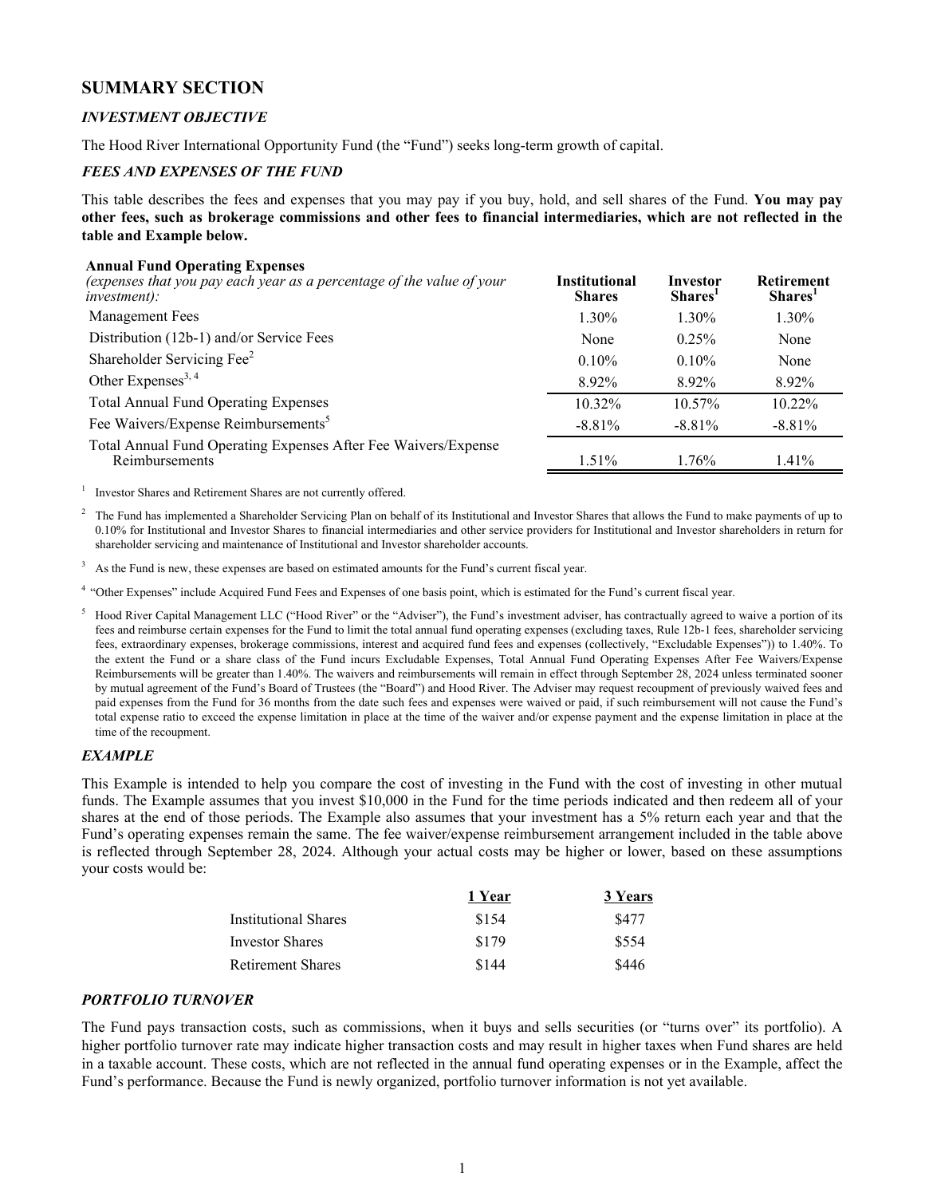## SUMMARY SECTION

### *INVESTMENT OBJECTIVE*

The Hood River International Opportunity Fund (the "Fund") seeks long-term growth of capital.

### *FEES AND EXPENSES OF THE FUND*

This table describes the fees and expenses that you may pay if you buy, hold, and sell shares of the Fund. **You may pay other fees, such as brokerage commissions and other fees to financial intermediaries, which are not reflected in the table and Example below.**

| **Annual Fund Operating Expenses** *(expenses that you pay each year as a percentage of the value of your investment):* | **Institutional Shares** | **Investor Shares[1]** | **Retirement Shares[1]** |
|---|---|---|---|
| Management Fees | 1.30% | 1.30% | 1.30% |
| Distribution (12b-1) and/or Service Fees | None | 0.25% | None |
| Shareholder Servicing Fee[2] | 0.10% | 0.10% | None |
| Other Expenses[3, 4] | 8.92% | 8.92% | 8.92% |
| Total Annual Fund Operating Expenses | 10.32% | 10.57% | 10.22% |
| Fee Waivers/Expense Reimbursements[5] | -8.81% | -8.81% | -8.81% |
| Total Annual Fund Operating Expenses After Fee Waivers/Expense Reimbursements | 1.51% | 1.76% | 1.41% |

[1] Investor Shares and Retirement Shares are not currently offered.

[2] The Fund has implemented a Shareholder Servicing Plan on behalf of its Institutional and Investor Shares that allows the Fund to make payments of up to 0.10% for Institutional and Investor Shares to financial intermediaries and other service providers for Institutional and Investor shareholders in return for shareholder servicing and maintenance of Institutional and Investor shareholder accounts.

[3] As the Fund is new, these expenses are based on estimated amounts for the Fund's current fiscal year.

[4] "Other Expenses" include Acquired Fund Fees and Expenses of one basis point, which is estimated for the Fund's current fiscal year.

[5] Hood River Capital Management LLC ("Hood River" or the "Adviser"), the Fund's investment adviser, has contractually agreed to waive a portion of its fees and reimburse certain expenses for the Fund to limit the total annual fund operating expenses (excluding taxes, Rule 12b-1 fees, shareholder servicing fees, extraordinary expenses, brokerage commissions, interest and acquired fund fees and expenses (collectively, "Excludable Expenses")) to 1.40%. To the extent the Fund or a share class of the Fund incurs Excludable Expenses, Total Annual Fund Operating Expenses After Fee Waivers/Expense Reimbursements will be greater than 1.40%. The waivers and reimbursements will remain in effect through September 28, 2024 unless terminated sooner by mutual agreement of the Fund's Board of Trustees (the "Board") and Hood River. The Adviser may request recoupment of previously waived fees and paid expenses from the Fund for 36 months from the date such fees and expenses were waived or paid, if such reimbursement will not cause the Fund's total expense ratio to exceed the expense limitation in place at the time of the waiver and/or expense payment and the expense limitation in place at the time of the recoupment.

### *EXAMPLE*

This Example is intended to help you compare the cost of investing in the Fund with the cost of investing in other mutual funds. The Example assumes that you invest $10,000 in the Fund for the time periods indicated and then redeem all of your shares at the end of those periods. The Example also assumes that your investment has a 5% return each year and that the Fund's operating expenses remain the same. The fee waiver/expense reimbursement arrangement included in the table above is reflected through September 28, 2024. Although your actual costs may be higher or lower, based on these assumptions your costs would be:

| | 1 Year | 3 Years |
|---|---|---|
| Institutional Shares | $154 | $477 |
| Investor Shares | $179 | $554 |
| Retirement Shares | $144 | $446 |

### *PORTFOLIO TURNOVER*

The Fund pays transaction costs, such as commissions, when it buys and sells securities (or "turns over" its portfolio). A higher portfolio turnover rate may indicate higher transaction costs and may result in higher taxes when Fund shares are held in a taxable account. These costs, which are not reflected in the annual fund operating expenses or in the Example, affect the Fund's performance. Because the Fund is newly organized, portfolio turnover information is not yet available.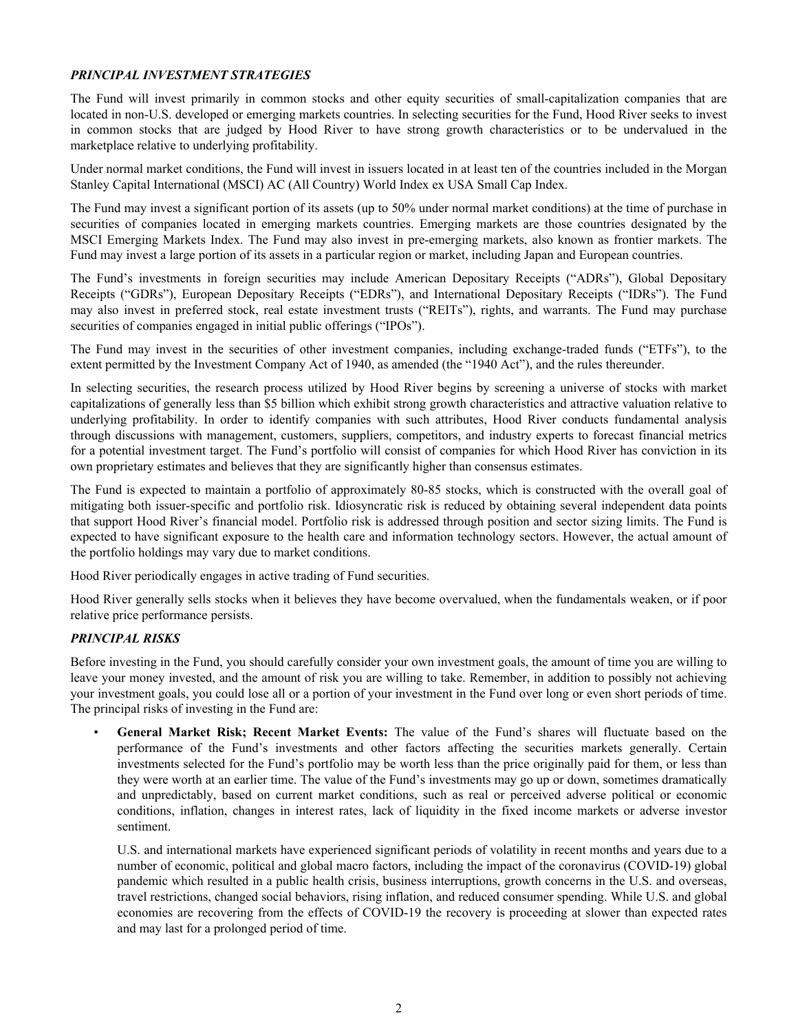### *PRINCIPAL INVESTMENT STRATEGIES*

The Fund will invest primarily in common stocks and other equity securities of small-capitalization companies that are located in non-U.S. developed or emerging markets countries. In selecting securities for the Fund, Hood River seeks to invest in common stocks that are judged by Hood River to have strong growth characteristics or to be undervalued in the marketplace relative to underlying profitability.

Under normal market conditions, the Fund will invest in issuers located in at least ten of the countries included in the Morgan Stanley Capital International (MSCI) AC (All Country) World Index ex USA Small Cap Index.

The Fund may invest a significant portion of its assets (up to 50% under normal market conditions) at the time of purchase in securities of companies located in emerging markets countries. Emerging markets are those countries designated by the MSCI Emerging Markets Index. The Fund may also invest in pre-emerging markets, also known as frontier markets. The Fund may invest a large portion of its assets in a particular region or market, including Japan and European countries.

The Fund's investments in foreign securities may include American Depositary Receipts ("ADRs"), Global Depositary Receipts ("GDRs"), European Depositary Receipts ("EDRs"), and International Depositary Receipts ("IDRs"). The Fund may also invest in preferred stock, real estate investment trusts ("REITs"), rights, and warrants. The Fund may purchase securities of companies engaged in initial public offerings ("IPOs").

The Fund may invest in the securities of other investment companies, including exchange-traded funds ("ETFs"), to the extent permitted by the Investment Company Act of 1940, as amended (the "1940 Act"), and the rules thereunder.

In selecting securities, the research process utilized by Hood River begins by screening a universe of stocks with market capitalizations of generally less than $5 billion which exhibit strong growth characteristics and attractive valuation relative to underlying profitability. In order to identify companies with such attributes, Hood River conducts fundamental analysis through discussions with management, customers, suppliers, competitors, and industry experts to forecast financial metrics for a potential investment target. The Fund's portfolio will consist of companies for which Hood River has conviction in its own proprietary estimates and believes that they are significantly higher than consensus estimates.

The Fund is expected to maintain a portfolio of approximately 80-85 stocks, which is constructed with the overall goal of mitigating both issuer-specific and portfolio risk. Idiosyncratic risk is reduced by obtaining several independent data points that support Hood River's financial model. Portfolio risk is addressed through position and sector sizing limits. The Fund is expected to have significant exposure to the health care and information technology sectors. However, the actual amount of the portfolio holdings may vary due to market conditions.

Hood River periodically engages in active trading of Fund securities.

Hood River generally sells stocks when it believes they have become overvalued, when the fundamentals weaken, or if poor relative price performance persists.

### *PRINCIPAL RISKS*

Before investing in the Fund, you should carefully consider your own investment goals, the amount of time you are willing to leave your money invested, and the amount of risk you are willing to take. Remember, in addition to possibly not achieving your investment goals, you could lose all or a portion of your investment in the Fund over long or even short periods of time. The principal risks of investing in the Fund are:

- **General Market Risk; Recent Market Events:** The value of the Fund's shares will fluctuate based on the performance of the Fund's investments and other factors affecting the securities markets generally. Certain investments selected for the Fund's portfolio may be worth less than the price originally paid for them, or less than they were worth at an earlier time. The value of the Fund's investments may go up or down, sometimes dramatically and unpredictably, based on current market conditions, such as real or perceived adverse political or economic conditions, inflation, changes in interest rates, lack of liquidity in the fixed income markets or adverse investor sentiment.

  U.S. and international markets have experienced significant periods of volatility in recent months and years due to a number of economic, political and global macro factors, including the impact of the coronavirus (COVID-19) global pandemic which resulted in a public health crisis, business interruptions, growth concerns in the U.S. and overseas, travel restrictions, changed social behaviors, rising inflation, and reduced consumer spending. While U.S. and global economies are recovering from the effects of COVID-19 the recovery is proceeding at slower than expected rates and may last for a prolonged period of time.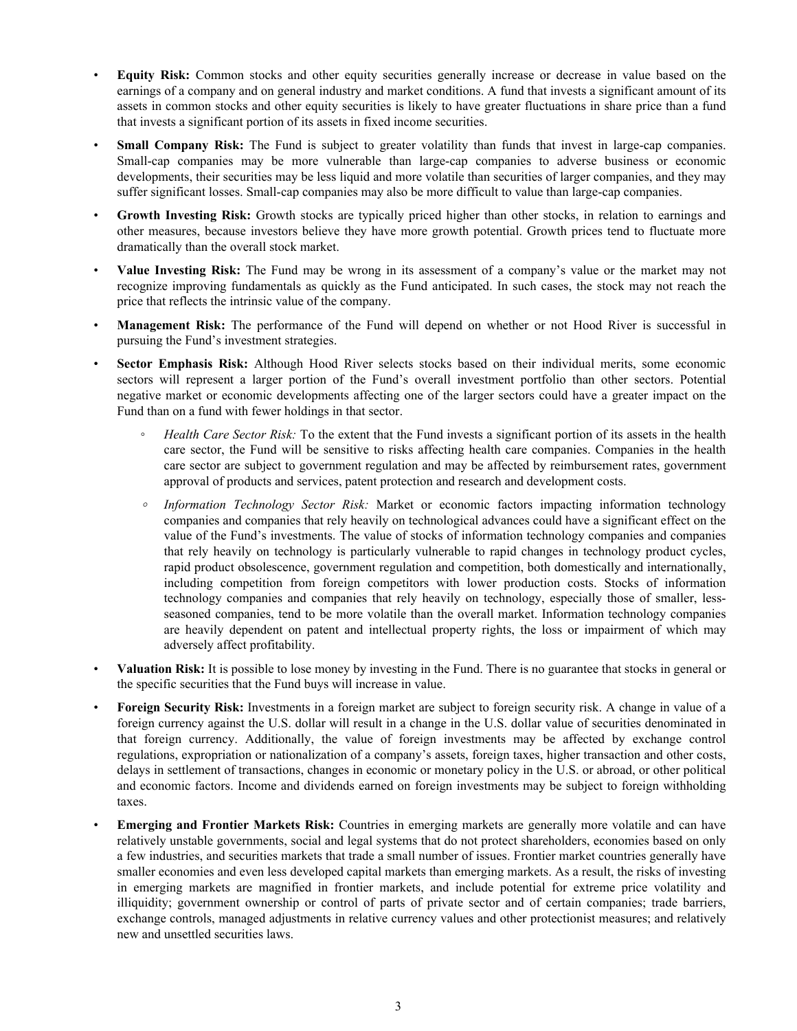- **Equity Risk:** Common stocks and other equity securities generally increase or decrease in value based on the earnings of a company and on general industry and market conditions. A fund that invests a significant amount of its assets in common stocks and other equity securities is likely to have greater fluctuations in share price than a fund that invests a significant portion of its assets in fixed income securities.
- **Small Company Risk:** The Fund is subject to greater volatility than funds that invest in large-cap companies. Small-cap companies may be more vulnerable than large-cap companies to adverse business or economic developments, their securities may be less liquid and more volatile than securities of larger companies, and they may suffer significant losses. Small-cap companies may also be more difficult to value than large-cap companies.
- **Growth Investing Risk:** Growth stocks are typically priced higher than other stocks, in relation to earnings and other measures, because investors believe they have more growth potential. Growth prices tend to fluctuate more dramatically than the overall stock market.
- **Value Investing Risk:** The Fund may be wrong in its assessment of a company's value or the market may not recognize improving fundamentals as quickly as the Fund anticipated. In such cases, the stock may not reach the price that reflects the intrinsic value of the company.
- **Management Risk:** The performance of the Fund will depend on whether or not Hood River is successful in pursuing the Fund's investment strategies.
- **Sector Emphasis Risk:** Although Hood River selects stocks based on their individual merits, some economic sectors will represent a larger portion of the Fund's overall investment portfolio than other sectors. Potential negative market or economic developments affecting one of the larger sectors could have a greater impact on the Fund than on a fund with fewer holdings in that sector.
  - *Health Care Sector Risk:* To the extent that the Fund invests a significant portion of its assets in the health care sector, the Fund will be sensitive to risks affecting health care companies. Companies in the health care sector are subject to government regulation and may be affected by reimbursement rates, government approval of products and services, patent protection and research and development costs.
  - *Information Technology Sector Risk:* Market or economic factors impacting information technology companies and companies that rely heavily on technological advances could have a significant effect on the value of the Fund's investments. The value of stocks of information technology companies and companies that rely heavily on technology is particularly vulnerable to rapid changes in technology product cycles, rapid product obsolescence, government regulation and competition, both domestically and internationally, including competition from foreign competitors with lower production costs. Stocks of information technology companies and companies that rely heavily on technology, especially those of smaller, less-seasoned companies, tend to be more volatile than the overall market. Information technology companies are heavily dependent on patent and intellectual property rights, the loss or impairment of which may adversely affect profitability.
- **Valuation Risk:** It is possible to lose money by investing in the Fund. There is no guarantee that stocks in general or the specific securities that the Fund buys will increase in value.
- **Foreign Security Risk:** Investments in a foreign market are subject to foreign security risk. A change in value of a foreign currency against the U.S. dollar will result in a change in the U.S. dollar value of securities denominated in that foreign currency. Additionally, the value of foreign investments may be affected by exchange control regulations, expropriation or nationalization of a company's assets, foreign taxes, higher transaction and other costs, delays in settlement of transactions, changes in economic or monetary policy in the U.S. or abroad, or other political and economic factors. Income and dividends earned on foreign investments may be subject to foreign withholding taxes.
- **Emerging and Frontier Markets Risk:** Countries in emerging markets are generally more volatile and can have relatively unstable governments, social and legal systems that do not protect shareholders, economies based on only a few industries, and securities markets that trade a small number of issues. Frontier market countries generally have smaller economies and even less developed capital markets than emerging markets. As a result, the risks of investing in emerging markets are magnified in frontier markets, and include potential for extreme price volatility and illiquidity; government ownership or control of parts of private sector and of certain companies; trade barriers, exchange controls, managed adjustments in relative currency values and other protectionist measures; and relatively new and unsettled securities laws.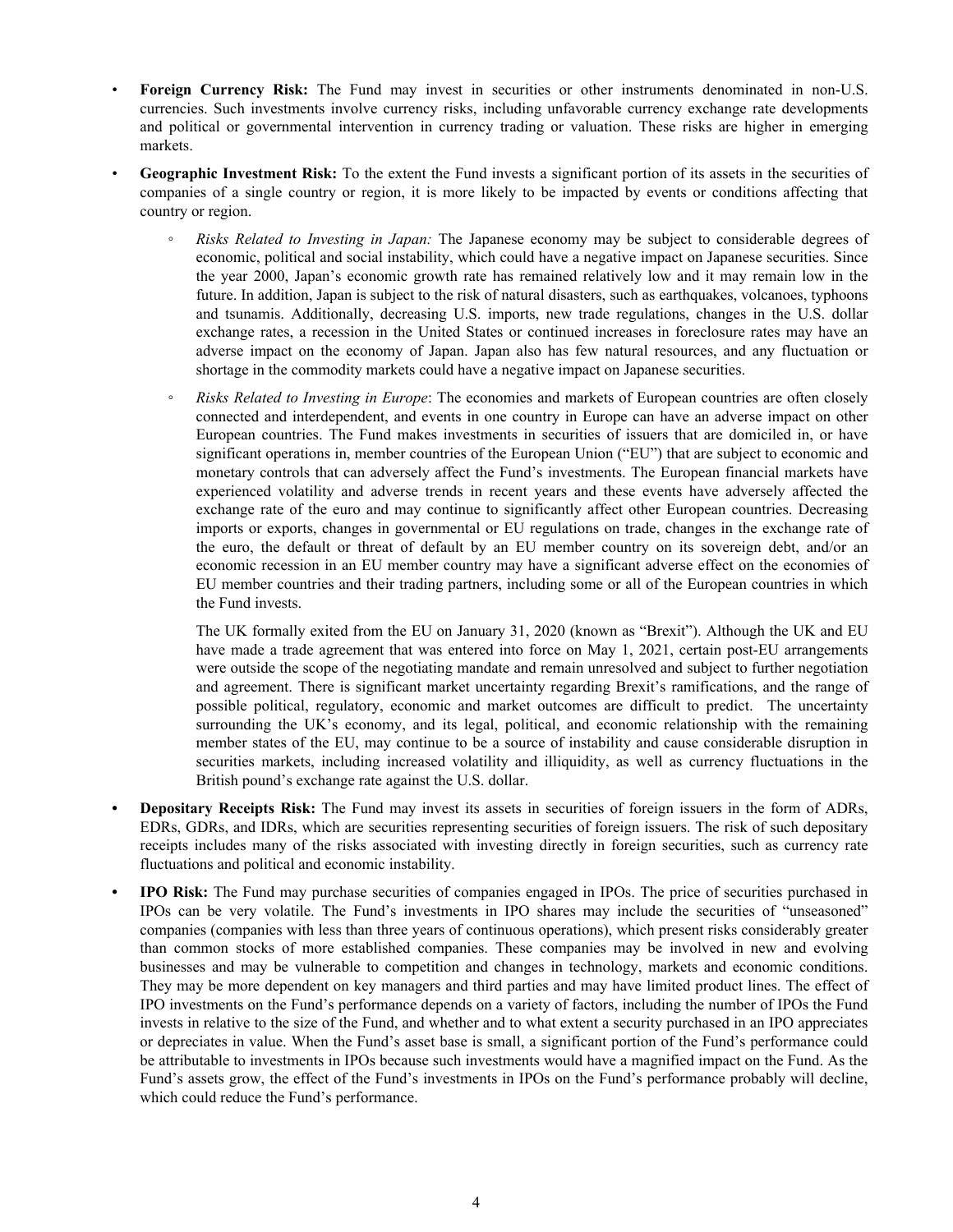- **Foreign Currency Risk:** The Fund may invest in securities or other instruments denominated in non-U.S. currencies. Such investments involve currency risks, including unfavorable currency exchange rate developments and political or governmental intervention in currency trading or valuation. These risks are higher in emerging markets.

- **Geographic Investment Risk:** To the extent the Fund invests a significant portion of its assets in the securities of companies of a single country or region, it is more likely to be impacted by events or conditions affecting that country or region.

  - *Risks Related to Investing in Japan:* The Japanese economy may be subject to considerable degrees of economic, political and social instability, which could have a negative impact on Japanese securities. Since the year 2000, Japan's economic growth rate has remained relatively low and it may remain low in the future. In addition, Japan is subject to the risk of natural disasters, such as earthquakes, volcanoes, typhoons and tsunamis. Additionally, decreasing U.S. imports, new trade regulations, changes in the U.S. dollar exchange rates, a recession in the United States or continued increases in foreclosure rates may have an adverse impact on the economy of Japan. Japan also has few natural resources, and any fluctuation or shortage in the commodity markets could have a negative impact on Japanese securities.

  - *Risks Related to Investing in Europe*: The economies and markets of European countries are often closely connected and interdependent, and events in one country in Europe can have an adverse impact on other European countries. The Fund makes investments in securities of issuers that are domiciled in, or have significant operations in, member countries of the European Union ("EU") that are subject to economic and monetary controls that can adversely affect the Fund's investments. The European financial markets have experienced volatility and adverse trends in recent years and these events have adversely affected the exchange rate of the euro and may continue to significantly affect other European countries. Decreasing imports or exports, changes in governmental or EU regulations on trade, changes in the exchange rate of the euro, the default or threat of default by an EU member country on its sovereign debt, and/or an economic recession in an EU member country may have a significant adverse effect on the economies of EU member countries and their trading partners, including some or all of the European countries in which the Fund invests.

    The UK formally exited from the EU on January 31, 2020 (known as "Brexit"). Although the UK and EU have made a trade agreement that was entered into force on May 1, 2021, certain post-EU arrangements were outside the scope of the negotiating mandate and remain unresolved and subject to further negotiation and agreement. There is significant market uncertainty regarding Brexit's ramifications, and the range of possible political, regulatory, economic and market outcomes are difficult to predict. The uncertainty surrounding the UK's economy, and its legal, political, and economic relationship with the remaining member states of the EU, may continue to be a source of instability and cause considerable disruption in securities markets, including increased volatility and illiquidity, as well as currency fluctuations in the British pound's exchange rate against the U.S. dollar.

- **Depositary Receipts Risk:** The Fund may invest its assets in securities of foreign issuers in the form of ADRs, EDRs, GDRs, and IDRs, which are securities representing securities of foreign issuers. The risk of such depositary receipts includes many of the risks associated with investing directly in foreign securities, such as currency rate fluctuations and political and economic instability.

- **IPO Risk:** The Fund may purchase securities of companies engaged in IPOs. The price of securities purchased in IPOs can be very volatile. The Fund's investments in IPO shares may include the securities of "unseasoned" companies (companies with less than three years of continuous operations), which present risks considerably greater than common stocks of more established companies. These companies may be involved in new and evolving businesses and may be vulnerable to competition and changes in technology, markets and economic conditions. They may be more dependent on key managers and third parties and may have limited product lines. The effect of IPO investments on the Fund's performance depends on a variety of factors, including the number of IPOs the Fund invests in relative to the size of the Fund, and whether and to what extent a security purchased in an IPO appreciates or depreciates in value. When the Fund's asset base is small, a significant portion of the Fund's performance could be attributable to investments in IPOs because such investments would have a magnified impact on the Fund. As the Fund's assets grow, the effect of the Fund's investments in IPOs on the Fund's performance probably will decline, which could reduce the Fund's performance.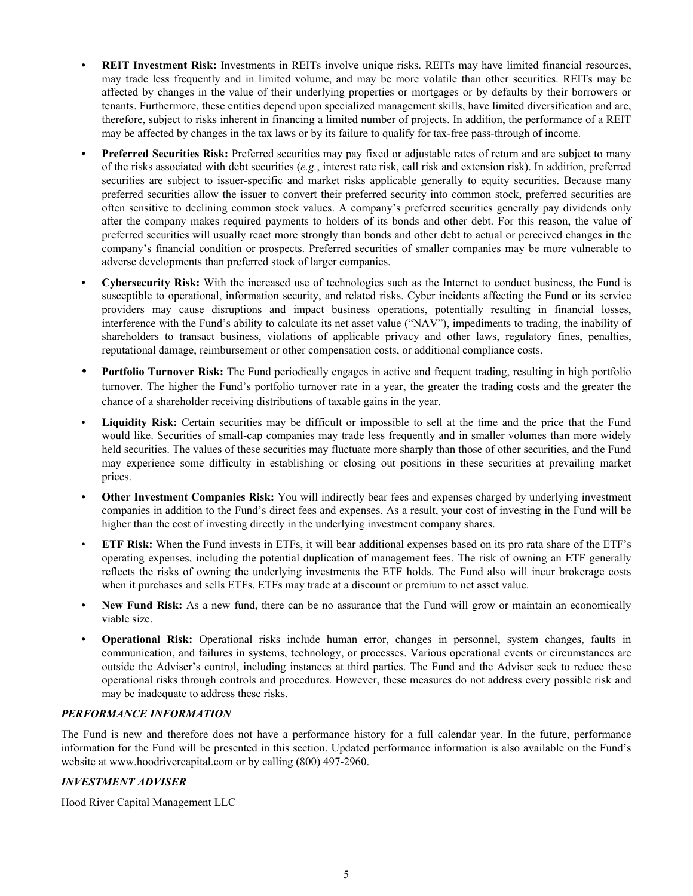- **REIT Investment Risk:** Investments in REITs involve unique risks. REITs may have limited financial resources, may trade less frequently and in limited volume, and may be more volatile than other securities. REITs may be affected by changes in the value of their underlying properties or mortgages or by defaults by their borrowers or tenants. Furthermore, these entities depend upon specialized management skills, have limited diversification and are, therefore, subject to risks inherent in financing a limited number of projects. In addition, the performance of a REIT may be affected by changes in the tax laws or by its failure to qualify for tax-free pass-through of income.
- **Preferred Securities Risk:** Preferred securities may pay fixed or adjustable rates of return and are subject to many of the risks associated with debt securities (*e.g.*, interest rate risk, call risk and extension risk). In addition, preferred securities are subject to issuer-specific and market risks applicable generally to equity securities. Because many preferred securities allow the issuer to convert their preferred security into common stock, preferred securities are often sensitive to declining common stock values. A company's preferred securities generally pay dividends only after the company makes required payments to holders of its bonds and other debt. For this reason, the value of preferred securities will usually react more strongly than bonds and other debt to actual or perceived changes in the company's financial condition or prospects. Preferred securities of smaller companies may be more vulnerable to adverse developments than preferred stock of larger companies.
- **Cybersecurity Risk:** With the increased use of technologies such as the Internet to conduct business, the Fund is susceptible to operational, information security, and related risks. Cyber incidents affecting the Fund or its service providers may cause disruptions and impact business operations, potentially resulting in financial losses, interference with the Fund's ability to calculate its net asset value ("NAV"), impediments to trading, the inability of shareholders to transact business, violations of applicable privacy and other laws, regulatory fines, penalties, reputational damage, reimbursement or other compensation costs, or additional compliance costs.
- **Portfolio Turnover Risk:** The Fund periodically engages in active and frequent trading, resulting in high portfolio turnover. The higher the Fund's portfolio turnover rate in a year, the greater the trading costs and the greater the chance of a shareholder receiving distributions of taxable gains in the year.
- **Liquidity Risk:** Certain securities may be difficult or impossible to sell at the time and the price that the Fund would like. Securities of small-cap companies may trade less frequently and in smaller volumes than more widely held securities. The values of these securities may fluctuate more sharply than those of other securities, and the Fund may experience some difficulty in establishing or closing out positions in these securities at prevailing market prices.
- **Other Investment Companies Risk:** You will indirectly bear fees and expenses charged by underlying investment companies in addition to the Fund's direct fees and expenses. As a result, your cost of investing in the Fund will be higher than the cost of investing directly in the underlying investment company shares.
- **ETF Risk:** When the Fund invests in ETFs, it will bear additional expenses based on its pro rata share of the ETF's operating expenses, including the potential duplication of management fees. The risk of owning an ETF generally reflects the risks of owning the underlying investments the ETF holds. The Fund also will incur brokerage costs when it purchases and sells ETFs. ETFs may trade at a discount or premium to net asset value.
- **New Fund Risk:** As a new fund, there can be no assurance that the Fund will grow or maintain an economically viable size.
- **Operational Risk:** Operational risks include human error, changes in personnel, system changes, faults in communication, and failures in systems, technology, or processes. Various operational events or circumstances are outside the Adviser's control, including instances at third parties. The Fund and the Adviser seek to reduce these operational risks through controls and procedures. However, these measures do not address every possible risk and may be inadequate to address these risks.

### *PERFORMANCE INFORMATION*

The Fund is new and therefore does not have a performance history for a full calendar year. In the future, performance information for the Fund will be presented in this section. Updated performance information is also available on the Fund's website at www.hoodrivercapital.com or by calling (800) 497-2960.

### *INVESTMENT ADVISER*

Hood River Capital Management LLC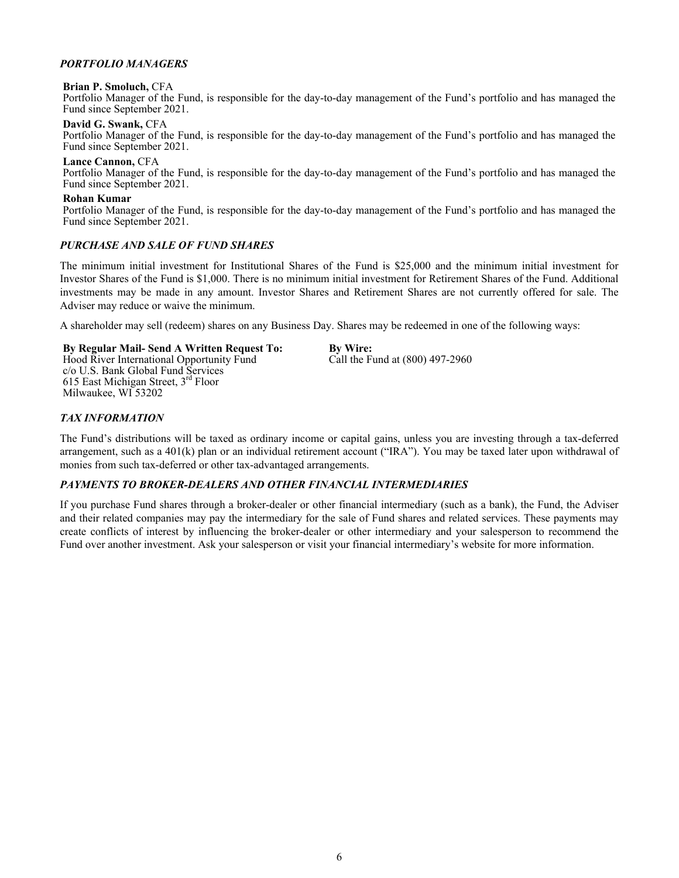### *PORTFOLIO MANAGERS*

**Brian P. Smoluch,** CFA
Portfolio Manager of the Fund, is responsible for the day-to-day management of the Fund's portfolio and has managed the Fund since September 2021.

**David G. Swank,** CFA
Portfolio Manager of the Fund, is responsible for the day-to-day management of the Fund's portfolio and has managed the Fund since September 2021.

**Lance Cannon,** CFA
Portfolio Manager of the Fund, is responsible for the day-to-day management of the Fund's portfolio and has managed the Fund since September 2021.

**Rohan Kumar**
Portfolio Manager of the Fund, is responsible for the day-to-day management of the Fund's portfolio and has managed the Fund since September 2021.

### *PURCHASE AND SALE OF FUND SHARES*

The minimum initial investment for Institutional Shares of the Fund is $25,000 and the minimum initial investment for Investor Shares of the Fund is $1,000. There is no minimum initial investment for Retirement Shares of the Fund. Additional investments may be made in any amount. Investor Shares and Retirement Shares are not currently offered for sale. The Adviser may reduce or waive the minimum.

A shareholder may sell (redeem) shares on any Business Day. Shares may be redeemed in one of the following ways:

**By Regular Mail- Send A Written Request To:**
Hood River International Opportunity Fund
c/o U.S. Bank Global Fund Services
615 East Michigan Street, 3rd Floor
Milwaukee, WI 53202

**By Wire:**
Call the Fund at (800) 497-2960

### *TAX INFORMATION*

The Fund's distributions will be taxed as ordinary income or capital gains, unless you are investing through a tax-deferred arrangement, such as a 401(k) plan or an individual retirement account ("IRA"). You may be taxed later upon withdrawal of monies from such tax-deferred or other tax-advantaged arrangements.

### *PAYMENTS TO BROKER-DEALERS AND OTHER FINANCIAL INTERMEDIARIES*

If you purchase Fund shares through a broker-dealer or other financial intermediary (such as a bank), the Fund, the Adviser and their related companies may pay the intermediary for the sale of Fund shares and related services. These payments may create conflicts of interest by influencing the broker-dealer or other intermediary and your salesperson to recommend the Fund over another investment. Ask your salesperson or visit your financial intermediary's website for more information.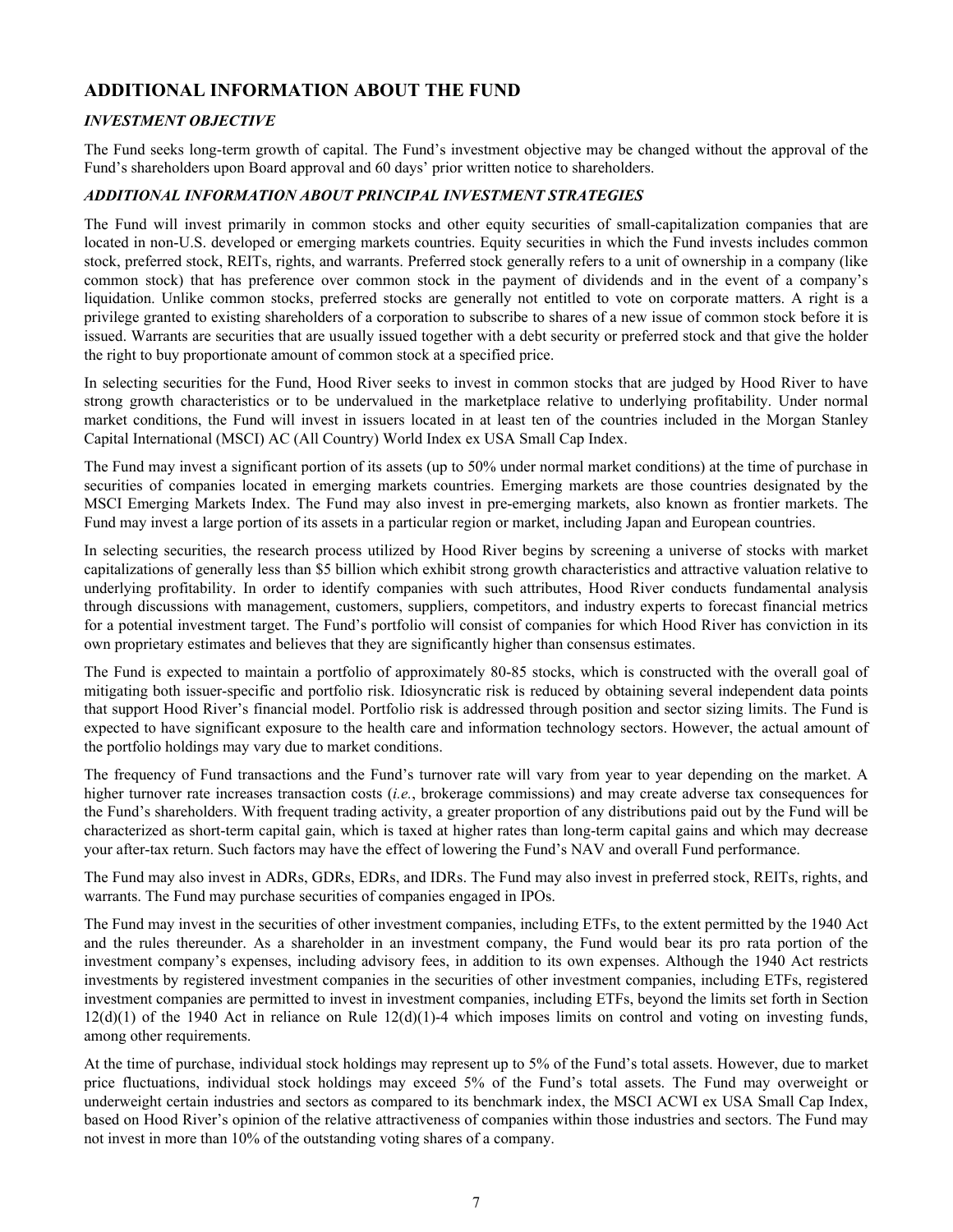## ADDITIONAL INFORMATION ABOUT THE FUND

### *INVESTMENT OBJECTIVE*

The Fund seeks long-term growth of capital. The Fund's investment objective may be changed without the approval of the Fund's shareholders upon Board approval and 60 days' prior written notice to shareholders.

### *ADDITIONAL INFORMATION ABOUT PRINCIPAL INVESTMENT STRATEGIES*

The Fund will invest primarily in common stocks and other equity securities of small-capitalization companies that are located in non-U.S. developed or emerging markets countries. Equity securities in which the Fund invests includes common stock, preferred stock, REITs, rights, and warrants. Preferred stock generally refers to a unit of ownership in a company (like common stock) that has preference over common stock in the payment of dividends and in the event of a company's liquidation. Unlike common stocks, preferred stocks are generally not entitled to vote on corporate matters. A right is a privilege granted to existing shareholders of a corporation to subscribe to shares of a new issue of common stock before it is issued. Warrants are securities that are usually issued together with a debt security or preferred stock and that give the holder the right to buy proportionate amount of common stock at a specified price.

In selecting securities for the Fund, Hood River seeks to invest in common stocks that are judged by Hood River to have strong growth characteristics or to be undervalued in the marketplace relative to underlying profitability. Under normal market conditions, the Fund will invest in issuers located in at least ten of the countries included in the Morgan Stanley Capital International (MSCI) AC (All Country) World Index ex USA Small Cap Index.

The Fund may invest a significant portion of its assets (up to 50% under normal market conditions) at the time of purchase in securities of companies located in emerging markets countries. Emerging markets are those countries designated by the MSCI Emerging Markets Index. The Fund may also invest in pre-emerging markets, also known as frontier markets. The Fund may invest a large portion of its assets in a particular region or market, including Japan and European countries.

In selecting securities, the research process utilized by Hood River begins by screening a universe of stocks with market capitalizations of generally less than $5 billion which exhibit strong growth characteristics and attractive valuation relative to underlying profitability. In order to identify companies with such attributes, Hood River conducts fundamental analysis through discussions with management, customers, suppliers, competitors, and industry experts to forecast financial metrics for a potential investment target. The Fund's portfolio will consist of companies for which Hood River has conviction in its own proprietary estimates and believes that they are significantly higher than consensus estimates.

The Fund is expected to maintain a portfolio of approximately 80-85 stocks, which is constructed with the overall goal of mitigating both issuer-specific and portfolio risk. Idiosyncratic risk is reduced by obtaining several independent data points that support Hood River's financial model. Portfolio risk is addressed through position and sector sizing limits. The Fund is expected to have significant exposure to the health care and information technology sectors. However, the actual amount of the portfolio holdings may vary due to market conditions.

The frequency of Fund transactions and the Fund's turnover rate will vary from year to year depending on the market. A higher turnover rate increases transaction costs (*i.e.*, brokerage commissions) and may create adverse tax consequences for the Fund's shareholders. With frequent trading activity, a greater proportion of any distributions paid out by the Fund will be characterized as short-term capital gain, which is taxed at higher rates than long-term capital gains and which may decrease your after-tax return. Such factors may have the effect of lowering the Fund's NAV and overall Fund performance.

The Fund may also invest in ADRs, GDRs, EDRs, and IDRs. The Fund may also invest in preferred stock, REITs, rights, and warrants. The Fund may purchase securities of companies engaged in IPOs.

The Fund may invest in the securities of other investment companies, including ETFs, to the extent permitted by the 1940 Act and the rules thereunder. As a shareholder in an investment company, the Fund would bear its pro rata portion of the investment company's expenses, including advisory fees, in addition to its own expenses. Although the 1940 Act restricts investments by registered investment companies in the securities of other investment companies, including ETFs, registered investment companies are permitted to invest in investment companies, including ETFs, beyond the limits set forth in Section 12(d)(1) of the 1940 Act in reliance on Rule 12(d)(1)-4 which imposes limits on control and voting on investing funds, among other requirements.

At the time of purchase, individual stock holdings may represent up to 5% of the Fund's total assets. However, due to market price fluctuations, individual stock holdings may exceed 5% of the Fund's total assets. The Fund may overweight or underweight certain industries and sectors as compared to its benchmark index, the MSCI ACWI ex USA Small Cap Index, based on Hood River's opinion of the relative attractiveness of companies within those industries and sectors. The Fund may not invest in more than 10% of the outstanding voting shares of a company.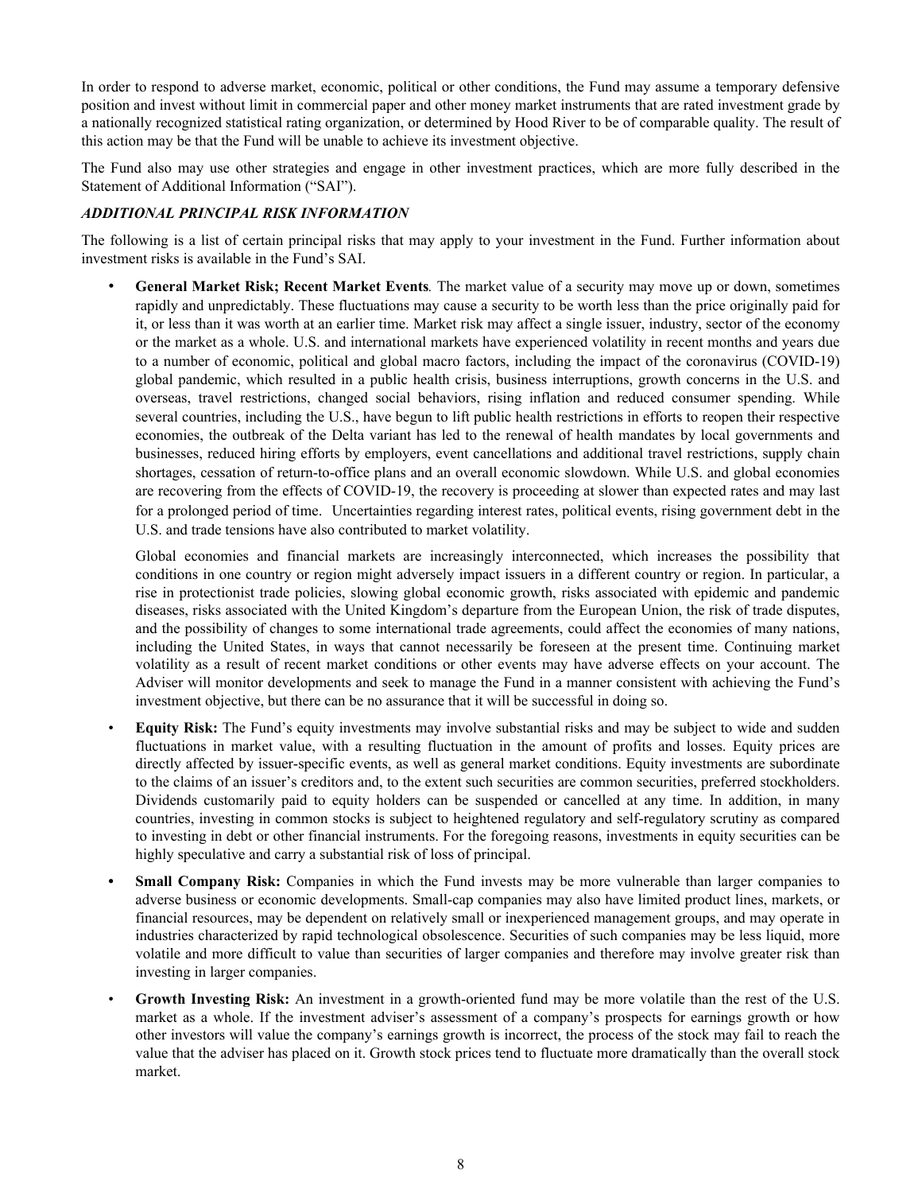In order to respond to adverse market, economic, political or other conditions, the Fund may assume a temporary defensive position and invest without limit in commercial paper and other money market instruments that are rated investment grade by a nationally recognized statistical rating organization, or determined by Hood River to be of comparable quality. The result of this action may be that the Fund will be unable to achieve its investment objective.

The Fund also may use other strategies and engage in other investment practices, which are more fully described in the Statement of Additional Information ("SAI").

### *ADDITIONAL PRINCIPAL RISK INFORMATION*

The following is a list of certain principal risks that may apply to your investment in the Fund. Further information about investment risks is available in the Fund's SAI.

- **General Market Risk; Recent Market Events***.* The market value of a security may move up or down, sometimes rapidly and unpredictably. These fluctuations may cause a security to be worth less than the price originally paid for it, or less than it was worth at an earlier time. Market risk may affect a single issuer, industry, sector of the economy or the market as a whole. U.S. and international markets have experienced volatility in recent months and years due to a number of economic, political and global macro factors, including the impact of the coronavirus (COVID-19) global pandemic, which resulted in a public health crisis, business interruptions, growth concerns in the U.S. and overseas, travel restrictions, changed social behaviors, rising inflation and reduced consumer spending. While several countries, including the U.S., have begun to lift public health restrictions in efforts to reopen their respective economies, the outbreak of the Delta variant has led to the renewal of health mandates by local governments and businesses, reduced hiring efforts by employers, event cancellations and additional travel restrictions, supply chain shortages, cessation of return-to-office plans and an overall economic slowdown. While U.S. and global economies are recovering from the effects of COVID-19, the recovery is proceeding at slower than expected rates and may last for a prolonged period of time. Uncertainties regarding interest rates, political events, rising government debt in the U.S. and trade tensions have also contributed to market volatility.

  Global economies and financial markets are increasingly interconnected, which increases the possibility that conditions in one country or region might adversely impact issuers in a different country or region. In particular, a rise in protectionist trade policies, slowing global economic growth, risks associated with epidemic and pandemic diseases, risks associated with the United Kingdom's departure from the European Union, the risk of trade disputes, and the possibility of changes to some international trade agreements, could affect the economies of many nations, including the United States, in ways that cannot necessarily be foreseen at the present time. Continuing market volatility as a result of recent market conditions or other events may have adverse effects on your account. The Adviser will monitor developments and seek to manage the Fund in a manner consistent with achieving the Fund's investment objective, but there can be no assurance that it will be successful in doing so.

- **Equity Risk:** The Fund's equity investments may involve substantial risks and may be subject to wide and sudden fluctuations in market value, with a resulting fluctuation in the amount of profits and losses. Equity prices are directly affected by issuer-specific events, as well as general market conditions. Equity investments are subordinate to the claims of an issuer's creditors and, to the extent such securities are common securities, preferred stockholders. Dividends customarily paid to equity holders can be suspended or cancelled at any time. In addition, in many countries, investing in common stocks is subject to heightened regulatory and self-regulatory scrutiny as compared to investing in debt or other financial instruments. For the foregoing reasons, investments in equity securities can be highly speculative and carry a substantial risk of loss of principal.

- **Small Company Risk:** Companies in which the Fund invests may be more vulnerable than larger companies to adverse business or economic developments. Small-cap companies may also have limited product lines, markets, or financial resources, may be dependent on relatively small or inexperienced management groups, and may operate in industries characterized by rapid technological obsolescence. Securities of such companies may be less liquid, more volatile and more difficult to value than securities of larger companies and therefore may involve greater risk than investing in larger companies.

- **Growth Investing Risk:** An investment in a growth-oriented fund may be more volatile than the rest of the U.S. market as a whole. If the investment adviser's assessment of a company's prospects for earnings growth or how other investors will value the company's earnings growth is incorrect, the process of the stock may fail to reach the value that the adviser has placed on it. Growth stock prices tend to fluctuate more dramatically than the overall stock market.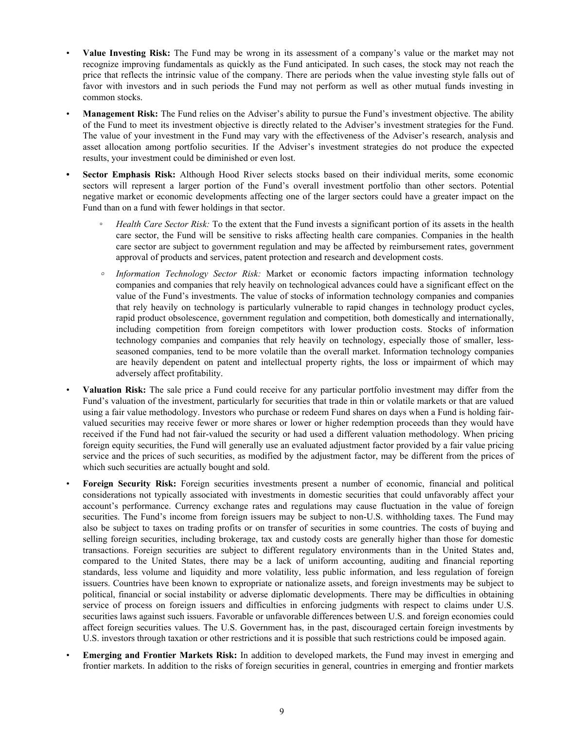- **Value Investing Risk:** The Fund may be wrong in its assessment of a company's value or the market may not recognize improving fundamentals as quickly as the Fund anticipated. In such cases, the stock may not reach the price that reflects the intrinsic value of the company. There are periods when the value investing style falls out of favor with investors and in such periods the Fund may not perform as well as other mutual funds investing in common stocks.

- **Management Risk:** The Fund relies on the Adviser's ability to pursue the Fund's investment objective. The ability of the Fund to meet its investment objective is directly related to the Adviser's investment strategies for the Fund. The value of your investment in the Fund may vary with the effectiveness of the Adviser's research, analysis and asset allocation among portfolio securities. If the Adviser's investment strategies do not produce the expected results, your investment could be diminished or even lost.

- **Sector Emphasis Risk:** Although Hood River selects stocks based on their individual merits, some economic sectors will represent a larger portion of the Fund's overall investment portfolio than other sectors. Potential negative market or economic developments affecting one of the larger sectors could have a greater impact on the Fund than on a fund with fewer holdings in that sector.

    - *Health Care Sector Risk:* To the extent that the Fund invests a significant portion of its assets in the health care sector, the Fund will be sensitive to risks affecting health care companies. Companies in the health care sector are subject to government regulation and may be affected by reimbursement rates, government approval of products and services, patent protection and research and development costs.

    - *Information Technology Sector Risk:* Market or economic factors impacting information technology companies and companies that rely heavily on technological advances could have a significant effect on the value of the Fund's investments. The value of stocks of information technology companies and companies that rely heavily on technology is particularly vulnerable to rapid changes in technology product cycles, rapid product obsolescence, government regulation and competition, both domestically and internationally, including competition from foreign competitors with lower production costs. Stocks of information technology companies and companies that rely heavily on technology, especially those of smaller, less-seasoned companies, tend to be more volatile than the overall market. Information technology companies are heavily dependent on patent and intellectual property rights, the loss or impairment of which may adversely affect profitability.

- **Valuation Risk:** The sale price a Fund could receive for any particular portfolio investment may differ from the Fund's valuation of the investment, particularly for securities that trade in thin or volatile markets or that are valued using a fair value methodology. Investors who purchase or redeem Fund shares on days when a Fund is holding fair-valued securities may receive fewer or more shares or lower or higher redemption proceeds than they would have received if the Fund had not fair-valued the security or had used a different valuation methodology. When pricing foreign equity securities, the Fund will generally use an evaluated adjustment factor provided by a fair value pricing service and the prices of such securities, as modified by the adjustment factor, may be different from the prices of which such securities are actually bought and sold.

- **Foreign Security Risk:** Foreign securities investments present a number of economic, financial and political considerations not typically associated with investments in domestic securities that could unfavorably affect your account's performance. Currency exchange rates and regulations may cause fluctuation in the value of foreign securities. The Fund's income from foreign issuers may be subject to non-U.S. withholding taxes. The Fund may also be subject to taxes on trading profits or on transfer of securities in some countries. The costs of buying and selling foreign securities, including brokerage, tax and custody costs are generally higher than those for domestic transactions. Foreign securities are subject to different regulatory environments than in the United States and, compared to the United States, there may be a lack of uniform accounting, auditing and financial reporting standards, less volume and liquidity and more volatility, less public information, and less regulation of foreign issuers. Countries have been known to expropriate or nationalize assets, and foreign investments may be subject to political, financial or social instability or adverse diplomatic developments. There may be difficulties in obtaining service of process on foreign issuers and difficulties in enforcing judgments with respect to claims under U.S. securities laws against such issuers. Favorable or unfavorable differences between U.S. and foreign economies could affect foreign securities values. The U.S. Government has, in the past, discouraged certain foreign investments by U.S. investors through taxation or other restrictions and it is possible that such restrictions could be imposed again.

- **Emerging and Frontier Markets Risk:** In addition to developed markets, the Fund may invest in emerging and frontier markets. In addition to the risks of foreign securities in general, countries in emerging and frontier markets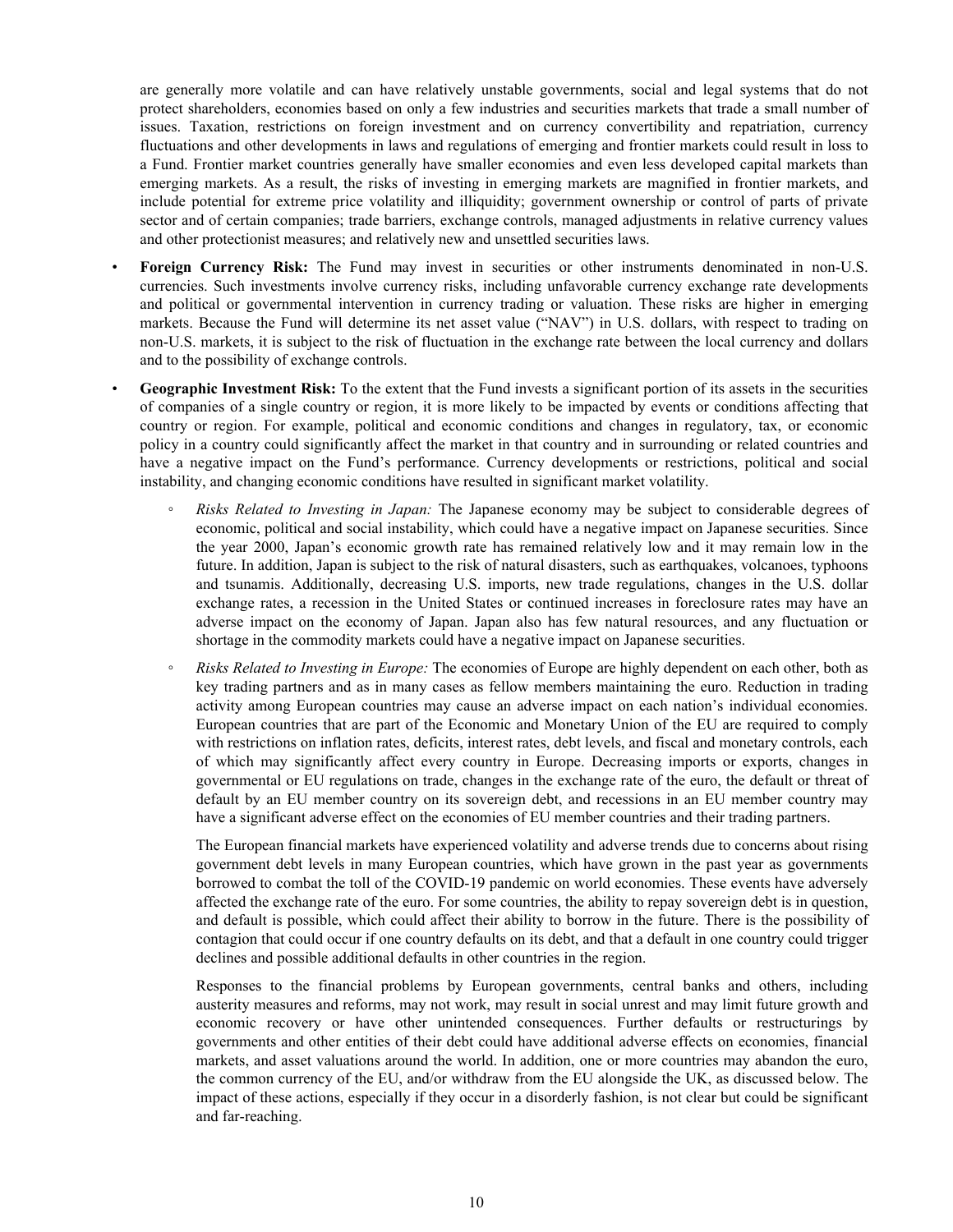are generally more volatile and can have relatively unstable governments, social and legal systems that do not protect shareholders, economies based on only a few industries and securities markets that trade a small number of issues. Taxation, restrictions on foreign investment and on currency convertibility and repatriation, currency fluctuations and other developments in laws and regulations of emerging and frontier markets could result in loss to a Fund. Frontier market countries generally have smaller economies and even less developed capital markets than emerging markets. As a result, the risks of investing in emerging markets are magnified in frontier markets, and include potential for extreme price volatility and illiquidity; government ownership or control of parts of private sector and of certain companies; trade barriers, exchange controls, managed adjustments in relative currency values and other protectionist measures; and relatively new and unsettled securities laws.

- **Foreign Currency Risk:** The Fund may invest in securities or other instruments denominated in non-U.S. currencies. Such investments involve currency risks, including unfavorable currency exchange rate developments and political or governmental intervention in currency trading or valuation. These risks are higher in emerging markets. Because the Fund will determine its net asset value ("NAV") in U.S. dollars, with respect to trading on non-U.S. markets, it is subject to the risk of fluctuation in the exchange rate between the local currency and dollars and to the possibility of exchange controls.

- **Geographic Investment Risk:** To the extent that the Fund invests a significant portion of its assets in the securities of companies of a single country or region, it is more likely to be impacted by events or conditions affecting that country or region. For example, political and economic conditions and changes in regulatory, tax, or economic policy in a country could significantly affect the market in that country and in surrounding or related countries and have a negative impact on the Fund's performance. Currency developments or restrictions, political and social instability, and changing economic conditions have resulted in significant market volatility.

  - *Risks Related to Investing in Japan:* The Japanese economy may be subject to considerable degrees of economic, political and social instability, which could have a negative impact on Japanese securities. Since the year 2000, Japan's economic growth rate has remained relatively low and it may remain low in the future. In addition, Japan is subject to the risk of natural disasters, such as earthquakes, volcanoes, typhoons and tsunamis. Additionally, decreasing U.S. imports, new trade regulations, changes in the U.S. dollar exchange rates, a recession in the United States or continued increases in foreclosure rates may have an adverse impact on the economy of Japan. Japan also has few natural resources, and any fluctuation or shortage in the commodity markets could have a negative impact on Japanese securities.

  - *Risks Related to Investing in Europe:* The economies of Europe are highly dependent on each other, both as key trading partners and as in many cases as fellow members maintaining the euro. Reduction in trading activity among European countries may cause an adverse impact on each nation's individual economies. European countries that are part of the Economic and Monetary Union of the EU are required to comply with restrictions on inflation rates, deficits, interest rates, debt levels, and fiscal and monetary controls, each of which may significantly affect every country in Europe. Decreasing imports or exports, changes in governmental or EU regulations on trade, changes in the exchange rate of the euro, the default or threat of default by an EU member country on its sovereign debt, and recessions in an EU member country may have a significant adverse effect on the economies of EU member countries and their trading partners.

    The European financial markets have experienced volatility and adverse trends due to concerns about rising government debt levels in many European countries, which have grown in the past year as governments borrowed to combat the toll of the COVID-19 pandemic on world economies. These events have adversely affected the exchange rate of the euro. For some countries, the ability to repay sovereign debt is in question, and default is possible, which could affect their ability to borrow in the future. There is the possibility of contagion that could occur if one country defaults on its debt, and that a default in one country could trigger declines and possible additional defaults in other countries in the region.

    Responses to the financial problems by European governments, central banks and others, including austerity measures and reforms, may not work, may result in social unrest and may limit future growth and economic recovery or have other unintended consequences. Further defaults or restructurings by governments and other entities of their debt could have additional adverse effects on economies, financial markets, and asset valuations around the world. In addition, one or more countries may abandon the euro, the common currency of the EU, and/or withdraw from the EU alongside the UK, as discussed below. The impact of these actions, especially if they occur in a disorderly fashion, is not clear but could be significant and far-reaching.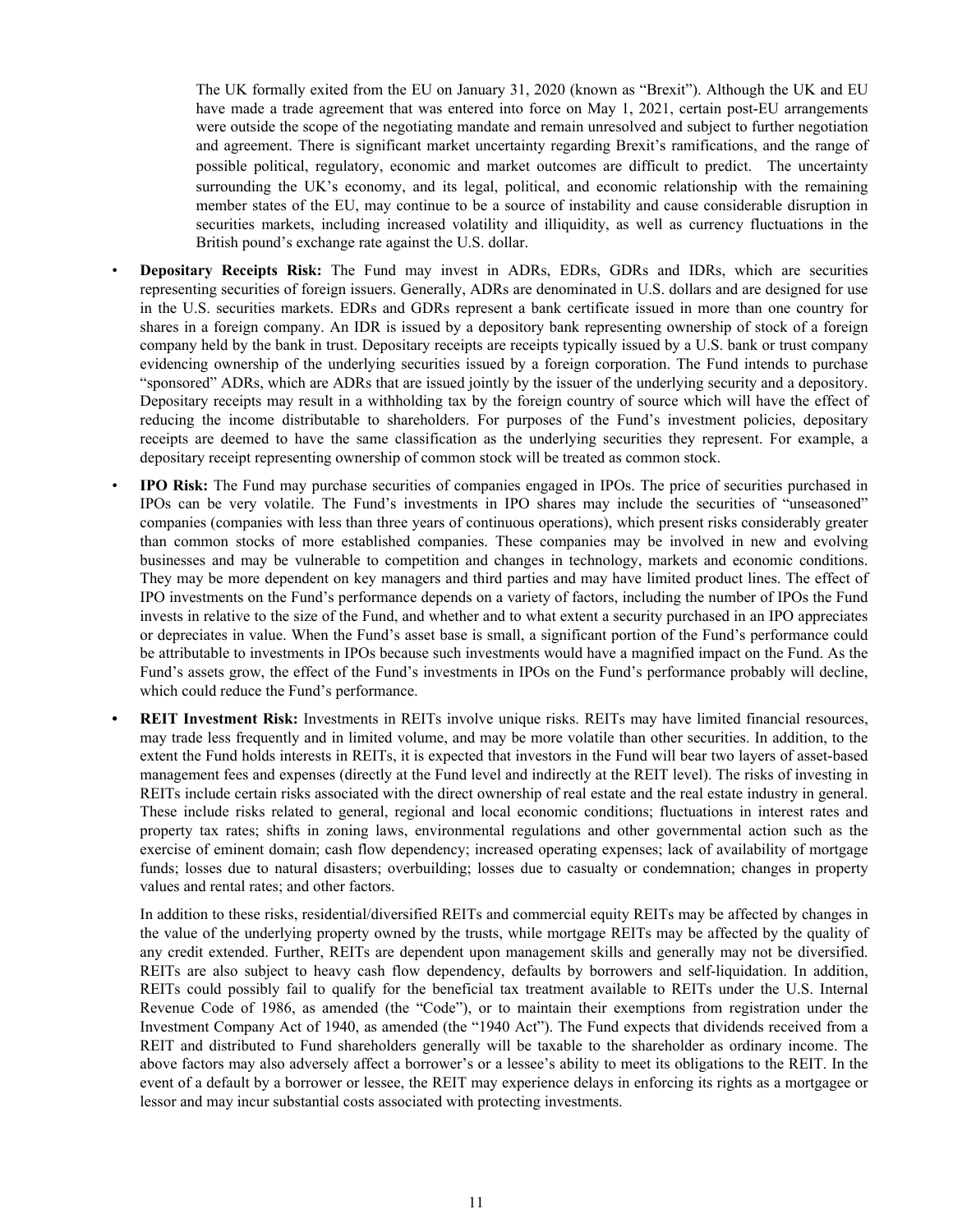The UK formally exited from the EU on January 31, 2020 (known as "Brexit"). Although the UK and EU have made a trade agreement that was entered into force on May 1, 2021, certain post-EU arrangements were outside the scope of the negotiating mandate and remain unresolved and subject to further negotiation and agreement. There is significant market uncertainty regarding Brexit's ramifications, and the range of possible political, regulatory, economic and market outcomes are difficult to predict. The uncertainty surrounding the UK's economy, and its legal, political, and economic relationship with the remaining member states of the EU, may continue to be a source of instability and cause considerable disruption in securities markets, including increased volatility and illiquidity, as well as currency fluctuations in the British pound's exchange rate against the U.S. dollar.

- **Depositary Receipts Risk:** The Fund may invest in ADRs, EDRs, GDRs and IDRs, which are securities representing securities of foreign issuers. Generally, ADRs are denominated in U.S. dollars and are designed for use in the U.S. securities markets. EDRs and GDRs represent a bank certificate issued in more than one country for shares in a foreign company. An IDR is issued by a depository bank representing ownership of stock of a foreign company held by the bank in trust. Depositary receipts are receipts typically issued by a U.S. bank or trust company evidencing ownership of the underlying securities issued by a foreign corporation. The Fund intends to purchase "sponsored" ADRs, which are ADRs that are issued jointly by the issuer of the underlying security and a depository. Depositary receipts may result in a withholding tax by the foreign country of source which will have the effect of reducing the income distributable to shareholders. For purposes of the Fund's investment policies, depositary receipts are deemed to have the same classification as the underlying securities they represent. For example, a depositary receipt representing ownership of common stock will be treated as common stock.
- **IPO Risk:** The Fund may purchase securities of companies engaged in IPOs. The price of securities purchased in IPOs can be very volatile. The Fund's investments in IPO shares may include the securities of "unseasoned" companies (companies with less than three years of continuous operations), which present risks considerably greater than common stocks of more established companies. These companies may be involved in new and evolving businesses and may be vulnerable to competition and changes in technology, markets and economic conditions. They may be more dependent on key managers and third parties and may have limited product lines. The effect of IPO investments on the Fund's performance depends on a variety of factors, including the number of IPOs the Fund invests in relative to the size of the Fund, and whether and to what extent a security purchased in an IPO appreciates or depreciates in value. When the Fund's asset base is small, a significant portion of the Fund's performance could be attributable to investments in IPOs because such investments would have a magnified impact on the Fund. As the Fund's assets grow, the effect of the Fund's investments in IPOs on the Fund's performance probably will decline, which could reduce the Fund's performance.
- **REIT Investment Risk:** Investments in REITs involve unique risks. REITs may have limited financial resources, may trade less frequently and in limited volume, and may be more volatile than other securities. In addition, to the extent the Fund holds interests in REITs, it is expected that investors in the Fund will bear two layers of asset-based management fees and expenses (directly at the Fund level and indirectly at the REIT level). The risks of investing in REITs include certain risks associated with the direct ownership of real estate and the real estate industry in general. These include risks related to general, regional and local economic conditions; fluctuations in interest rates and property tax rates; shifts in zoning laws, environmental regulations and other governmental action such as the exercise of eminent domain; cash flow dependency; increased operating expenses; lack of availability of mortgage funds; losses due to natural disasters; overbuilding; losses due to casualty or condemnation; changes in property values and rental rates; and other factors.

  In addition to these risks, residential/diversified REITs and commercial equity REITs may be affected by changes in the value of the underlying property owned by the trusts, while mortgage REITs may be affected by the quality of any credit extended. Further, REITs are dependent upon management skills and generally may not be diversified. REITs are also subject to heavy cash flow dependency, defaults by borrowers and self-liquidation. In addition, REITs could possibly fail to qualify for the beneficial tax treatment available to REITs under the U.S. Internal Revenue Code of 1986, as amended (the "Code"), or to maintain their exemptions from registration under the Investment Company Act of 1940, as amended (the "1940 Act"). The Fund expects that dividends received from a REIT and distributed to Fund shareholders generally will be taxable to the shareholder as ordinary income. The above factors may also adversely affect a borrower's or a lessee's ability to meet its obligations to the REIT. In the event of a default by a borrower or lessee, the REIT may experience delays in enforcing its rights as a mortgagee or lessor and may incur substantial costs associated with protecting investments.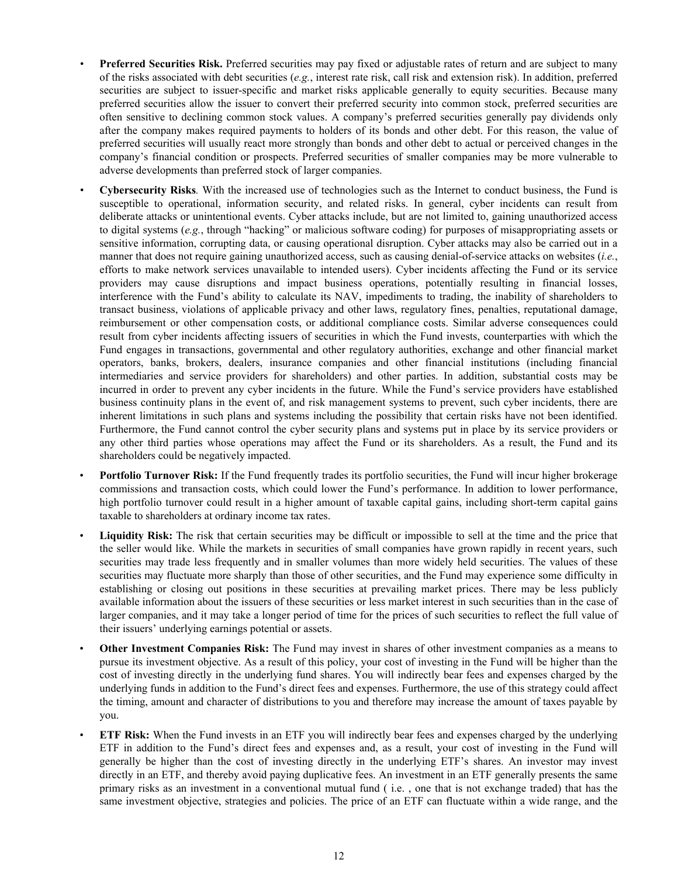- **Preferred Securities Risk.** Preferred securities may pay fixed or adjustable rates of return and are subject to many of the risks associated with debt securities (*e.g.*, interest rate risk, call risk and extension risk). In addition, preferred securities are subject to issuer-specific and market risks applicable generally to equity securities. Because many preferred securities allow the issuer to convert their preferred security into common stock, preferred securities are often sensitive to declining common stock values. A company's preferred securities generally pay dividends only after the company makes required payments to holders of its bonds and other debt. For this reason, the value of preferred securities will usually react more strongly than bonds and other debt to actual or perceived changes in the company's financial condition or prospects. Preferred securities of smaller companies may be more vulnerable to adverse developments than preferred stock of larger companies.

- **Cybersecurity Risks***.* With the increased use of technologies such as the Internet to conduct business, the Fund is susceptible to operational, information security, and related risks. In general, cyber incidents can result from deliberate attacks or unintentional events. Cyber attacks include, but are not limited to, gaining unauthorized access to digital systems (*e.g.*, through "hacking" or malicious software coding) for purposes of misappropriating assets or sensitive information, corrupting data, or causing operational disruption. Cyber attacks may also be carried out in a manner that does not require gaining unauthorized access, such as causing denial-of-service attacks on websites (*i.e.*, efforts to make network services unavailable to intended users). Cyber incidents affecting the Fund or its service providers may cause disruptions and impact business operations, potentially resulting in financial losses, interference with the Fund's ability to calculate its NAV, impediments to trading, the inability of shareholders to transact business, violations of applicable privacy and other laws, regulatory fines, penalties, reputational damage, reimbursement or other compensation costs, or additional compliance costs. Similar adverse consequences could result from cyber incidents affecting issuers of securities in which the Fund invests, counterparties with which the Fund engages in transactions, governmental and other regulatory authorities, exchange and other financial market operators, banks, brokers, dealers, insurance companies and other financial institutions (including financial intermediaries and service providers for shareholders) and other parties. In addition, substantial costs may be incurred in order to prevent any cyber incidents in the future. While the Fund's service providers have established business continuity plans in the event of, and risk management systems to prevent, such cyber incidents, there are inherent limitations in such plans and systems including the possibility that certain risks have not been identified. Furthermore, the Fund cannot control the cyber security plans and systems put in place by its service providers or any other third parties whose operations may affect the Fund or its shareholders. As a result, the Fund and its shareholders could be negatively impacted.

- **Portfolio Turnover Risk:** If the Fund frequently trades its portfolio securities, the Fund will incur higher brokerage commissions and transaction costs, which could lower the Fund's performance. In addition to lower performance, high portfolio turnover could result in a higher amount of taxable capital gains, including short-term capital gains taxable to shareholders at ordinary income tax rates.

- **Liquidity Risk:** The risk that certain securities may be difficult or impossible to sell at the time and the price that the seller would like. While the markets in securities of small companies have grown rapidly in recent years, such securities may trade less frequently and in smaller volumes than more widely held securities. The values of these securities may fluctuate more sharply than those of other securities, and the Fund may experience some difficulty in establishing or closing out positions in these securities at prevailing market prices. There may be less publicly available information about the issuers of these securities or less market interest in such securities than in the case of larger companies, and it may take a longer period of time for the prices of such securities to reflect the full value of their issuers' underlying earnings potential or assets.

- **Other Investment Companies Risk:** The Fund may invest in shares of other investment companies as a means to pursue its investment objective. As a result of this policy, your cost of investing in the Fund will be higher than the cost of investing directly in the underlying fund shares. You will indirectly bear fees and expenses charged by the underlying funds in addition to the Fund's direct fees and expenses. Furthermore, the use of this strategy could affect the timing, amount and character of distributions to you and therefore may increase the amount of taxes payable by you.

- **ETF Risk:** When the Fund invests in an ETF you will indirectly bear fees and expenses charged by the underlying ETF in addition to the Fund's direct fees and expenses and, as a result, your cost of investing in the Fund will generally be higher than the cost of investing directly in the underlying ETF's shares. An investor may invest directly in an ETF, and thereby avoid paying duplicative fees. An investment in an ETF generally presents the same primary risks as an investment in a conventional mutual fund ( i.e. , one that is not exchange traded) that has the same investment objective, strategies and policies. The price of an ETF can fluctuate within a wide range, and the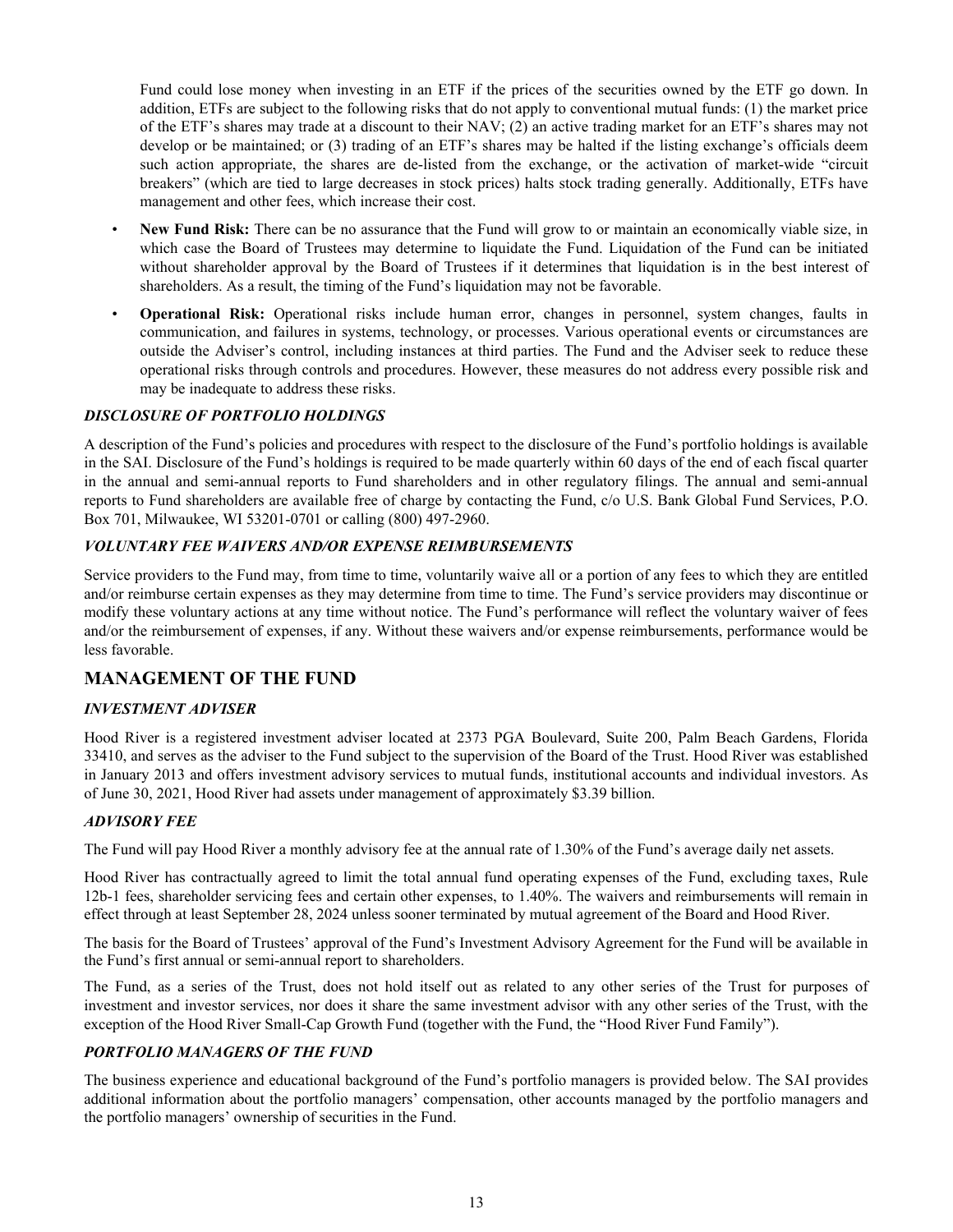Fund could lose money when investing in an ETF if the prices of the securities owned by the ETF go down. In addition, ETFs are subject to the following risks that do not apply to conventional mutual funds: (1) the market price of the ETF's shares may trade at a discount to their NAV; (2) an active trading market for an ETF's shares may not develop or be maintained; or (3) trading of an ETF's shares may be halted if the listing exchange's officials deem such action appropriate, the shares are de-listed from the exchange, or the activation of market-wide "circuit breakers" (which are tied to large decreases in stock prices) halts stock trading generally. Additionally, ETFs have management and other fees, which increase their cost.

- **New Fund Risk:** There can be no assurance that the Fund will grow to or maintain an economically viable size, in which case the Board of Trustees may determine to liquidate the Fund. Liquidation of the Fund can be initiated without shareholder approval by the Board of Trustees if it determines that liquidation is in the best interest of shareholders. As a result, the timing of the Fund's liquidation may not be favorable.
- **Operational Risk:** Operational risks include human error, changes in personnel, system changes, faults in communication, and failures in systems, technology, or processes. Various operational events or circumstances are outside the Adviser's control, including instances at third parties. The Fund and the Adviser seek to reduce these operational risks through controls and procedures. However, these measures do not address every possible risk and may be inadequate to address these risks.

### *DISCLOSURE OF PORTFOLIO HOLDINGS*

A description of the Fund's policies and procedures with respect to the disclosure of the Fund's portfolio holdings is available in the SAI. Disclosure of the Fund's holdings is required to be made quarterly within 60 days of the end of each fiscal quarter in the annual and semi-annual reports to Fund shareholders and in other regulatory filings. The annual and semi-annual reports to Fund shareholders are available free of charge by contacting the Fund, c/o U.S. Bank Global Fund Services, P.O. Box 701, Milwaukee, WI 53201-0701 or calling (800) 497-2960.

### *VOLUNTARY FEE WAIVERS AND/OR EXPENSE REIMBURSEMENTS*

Service providers to the Fund may, from time to time, voluntarily waive all or a portion of any fees to which they are entitled and/or reimburse certain expenses as they may determine from time to time. The Fund's service providers may discontinue or modify these voluntary actions at any time without notice. The Fund's performance will reflect the voluntary waiver of fees and/or the reimbursement of expenses, if any. Without these waivers and/or expense reimbursements, performance would be less favorable.

## MANAGEMENT OF THE FUND

### *INVESTMENT ADVISER*

Hood River is a registered investment adviser located at 2373 PGA Boulevard, Suite 200, Palm Beach Gardens, Florida 33410, and serves as the adviser to the Fund subject to the supervision of the Board of the Trust. Hood River was established in January 2013 and offers investment advisory services to mutual funds, institutional accounts and individual investors. As of June 30, 2021, Hood River had assets under management of approximately $3.39 billion.

### *ADVISORY FEE*

The Fund will pay Hood River a monthly advisory fee at the annual rate of 1.30% of the Fund's average daily net assets.

Hood River has contractually agreed to limit the total annual fund operating expenses of the Fund, excluding taxes, Rule 12b-1 fees, shareholder servicing fees and certain other expenses, to 1.40%. The waivers and reimbursements will remain in effect through at least September 28, 2024 unless sooner terminated by mutual agreement of the Board and Hood River.

The basis for the Board of Trustees' approval of the Fund's Investment Advisory Agreement for the Fund will be available in the Fund's first annual or semi-annual report to shareholders.

The Fund, as a series of the Trust, does not hold itself out as related to any other series of the Trust for purposes of investment and investor services, nor does it share the same investment advisor with any other series of the Trust, with the exception of the Hood River Small-Cap Growth Fund (together with the Fund, the "Hood River Fund Family").

### *PORTFOLIO MANAGERS OF THE FUND*

The business experience and educational background of the Fund's portfolio managers is provided below. The SAI provides additional information about the portfolio managers' compensation, other accounts managed by the portfolio managers and the portfolio managers' ownership of securities in the Fund.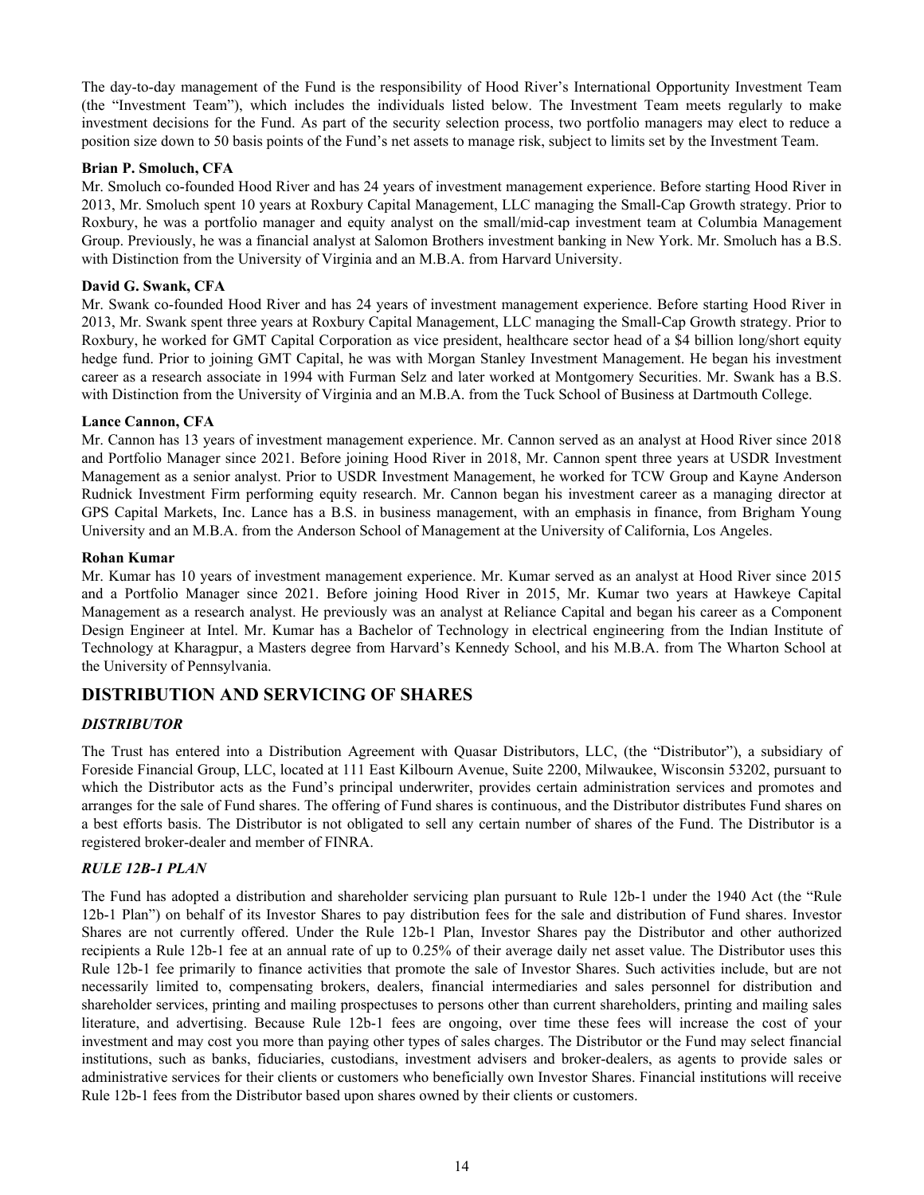The day-to-day management of the Fund is the responsibility of Hood River's International Opportunity Investment Team (the "Investment Team"), which includes the individuals listed below. The Investment Team meets regularly to make investment decisions for the Fund. As part of the security selection process, two portfolio managers may elect to reduce a position size down to 50 basis points of the Fund's net assets to manage risk, subject to limits set by the Investment Team.

**Brian P. Smoluch, CFA**

Mr. Smoluch co-founded Hood River and has 24 years of investment management experience. Before starting Hood River in 2013, Mr. Smoluch spent 10 years at Roxbury Capital Management, LLC managing the Small-Cap Growth strategy. Prior to Roxbury, he was a portfolio manager and equity analyst on the small/mid-cap investment team at Columbia Management Group. Previously, he was a financial analyst at Salomon Brothers investment banking in New York. Mr. Smoluch has a B.S. with Distinction from the University of Virginia and an M.B.A. from Harvard University.

**David G. Swank, CFA**

Mr. Swank co-founded Hood River and has 24 years of investment management experience. Before starting Hood River in 2013, Mr. Swank spent three years at Roxbury Capital Management, LLC managing the Small-Cap Growth strategy. Prior to Roxbury, he worked for GMT Capital Corporation as vice president, healthcare sector head of a $4 billion long/short equity hedge fund. Prior to joining GMT Capital, he was with Morgan Stanley Investment Management. He began his investment career as a research associate in 1994 with Furman Selz and later worked at Montgomery Securities. Mr. Swank has a B.S. with Distinction from the University of Virginia and an M.B.A. from the Tuck School of Business at Dartmouth College.

**Lance Cannon, CFA**

Mr. Cannon has 13 years of investment management experience. Mr. Cannon served as an analyst at Hood River since 2018 and Portfolio Manager since 2021. Before joining Hood River in 2018, Mr. Cannon spent three years at USDR Investment Management as a senior analyst. Prior to USDR Investment Management, he worked for TCW Group and Kayne Anderson Rudnick Investment Firm performing equity research. Mr. Cannon began his investment career as a managing director at GPS Capital Markets, Inc. Lance has a B.S. in business management, with an emphasis in finance, from Brigham Young University and an M.B.A. from the Anderson School of Management at the University of California, Los Angeles.

**Rohan Kumar**

Mr. Kumar has 10 years of investment management experience. Mr. Kumar served as an analyst at Hood River since 2015 and a Portfolio Manager since 2021. Before joining Hood River in 2015, Mr. Kumar two years at Hawkeye Capital Management as a research analyst. He previously was an analyst at Reliance Capital and began his career as a Component Design Engineer at Intel. Mr. Kumar has a Bachelor of Technology in electrical engineering from the Indian Institute of Technology at Kharagpur, a Masters degree from Harvard's Kennedy School, and his M.B.A. from The Wharton School at the University of Pennsylvania.

## DISTRIBUTION AND SERVICING OF SHARES

### *DISTRIBUTOR*

The Trust has entered into a Distribution Agreement with Quasar Distributors, LLC, (the "Distributor"), a subsidiary of Foreside Financial Group, LLC, located at 111 East Kilbourn Avenue, Suite 2200, Milwaukee, Wisconsin 53202, pursuant to which the Distributor acts as the Fund's principal underwriter, provides certain administration services and promotes and arranges for the sale of Fund shares. The offering of Fund shares is continuous, and the Distributor distributes Fund shares on a best efforts basis. The Distributor is not obligated to sell any certain number of shares of the Fund. The Distributor is a registered broker-dealer and member of FINRA.

### *RULE 12B-1 PLAN*

The Fund has adopted a distribution and shareholder servicing plan pursuant to Rule 12b-1 under the 1940 Act (the "Rule 12b-1 Plan") on behalf of its Investor Shares to pay distribution fees for the sale and distribution of Fund shares. Investor Shares are not currently offered. Under the Rule 12b-1 Plan, Investor Shares pay the Distributor and other authorized recipients a Rule 12b-1 fee at an annual rate of up to 0.25% of their average daily net asset value. The Distributor uses this Rule 12b-1 fee primarily to finance activities that promote the sale of Investor Shares. Such activities include, but are not necessarily limited to, compensating brokers, dealers, financial intermediaries and sales personnel for distribution and shareholder services, printing and mailing prospectuses to persons other than current shareholders, printing and mailing sales literature, and advertising. Because Rule 12b-1 fees are ongoing, over time these fees will increase the cost of your investment and may cost you more than paying other types of sales charges. The Distributor or the Fund may select financial institutions, such as banks, fiduciaries, custodians, investment advisers and broker-dealers, as agents to provide sales or administrative services for their clients or customers who beneficially own Investor Shares. Financial institutions will receive Rule 12b-1 fees from the Distributor based upon shares owned by their clients or customers.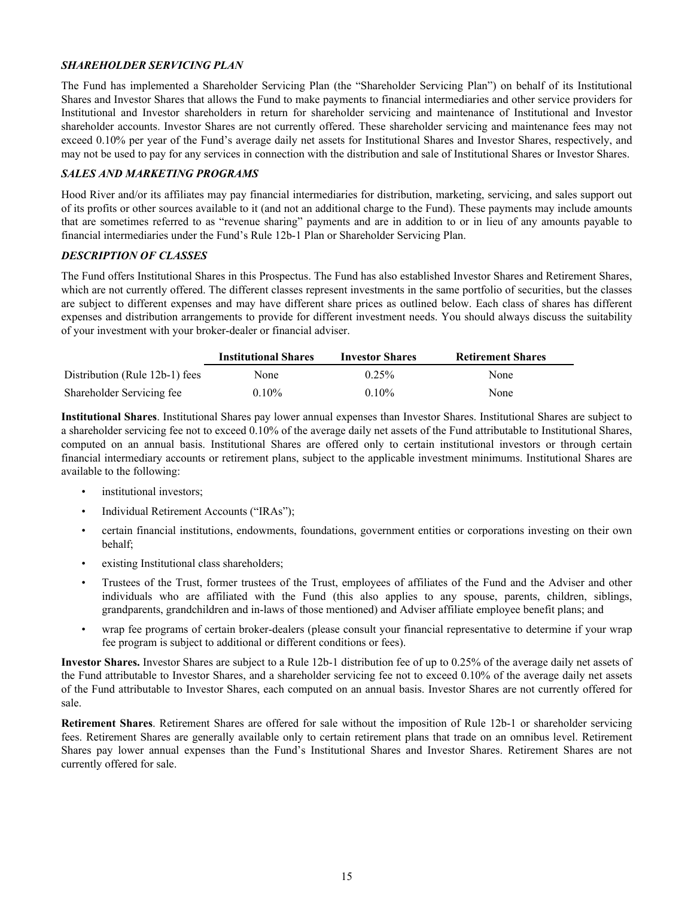### *SHAREHOLDER SERVICING PLAN*

The Fund has implemented a Shareholder Servicing Plan (the "Shareholder Servicing Plan") on behalf of its Institutional Shares and Investor Shares that allows the Fund to make payments to financial intermediaries and other service providers for Institutional and Investor shareholders in return for shareholder servicing and maintenance of Institutional and Investor shareholder accounts. Investor Shares are not currently offered. These shareholder servicing and maintenance fees may not exceed 0.10% per year of the Fund's average daily net assets for Institutional Shares and Investor Shares, respectively, and may not be used to pay for any services in connection with the distribution and sale of Institutional Shares or Investor Shares.

### *SALES AND MARKETING PROGRAMS*

Hood River and/or its affiliates may pay financial intermediaries for distribution, marketing, servicing, and sales support out of its profits or other sources available to it (and not an additional charge to the Fund). These payments may include amounts that are sometimes referred to as "revenue sharing" payments and are in addition to or in lieu of any amounts payable to financial intermediaries under the Fund's Rule 12b-1 Plan or Shareholder Servicing Plan.

### *DESCRIPTION OF CLASSES*

The Fund offers Institutional Shares in this Prospectus. The Fund has also established Investor Shares and Retirement Shares, which are not currently offered. The different classes represent investments in the same portfolio of securities, but the classes are subject to different expenses and may have different share prices as outlined below. Each class of shares has different expenses and distribution arrangements to provide for different investment needs. You should always discuss the suitability of your investment with your broker-dealer or financial adviser.

| | **Institutional Shares** | **Investor Shares** | **Retirement Shares** |
|---|---|---|---|
| Distribution (Rule 12b-1) fees | None | 0.25% | None |
| Shareholder Servicing fee | 0.10% | 0.10% | None |

**Institutional Shares**. Institutional Shares pay lower annual expenses than Investor Shares. Institutional Shares are subject to a shareholder servicing fee not to exceed 0.10% of the average daily net assets of the Fund attributable to Institutional Shares, computed on an annual basis. Institutional Shares are offered only to certain institutional investors or through certain financial intermediary accounts or retirement plans, subject to the applicable investment minimums. Institutional Shares are available to the following:

- institutional investors;
- Individual Retirement Accounts ("IRAs");
- certain financial institutions, endowments, foundations, government entities or corporations investing on their own behalf;
- existing Institutional class shareholders;
- Trustees of the Trust, former trustees of the Trust, employees of affiliates of the Fund and the Adviser and other individuals who are affiliated with the Fund (this also applies to any spouse, parents, children, siblings, grandparents, grandchildren and in-laws of those mentioned) and Adviser affiliate employee benefit plans; and
- wrap fee programs of certain broker-dealers (please consult your financial representative to determine if your wrap fee program is subject to additional or different conditions or fees).

**Investor Shares.** Investor Shares are subject to a Rule 12b-1 distribution fee of up to 0.25% of the average daily net assets of the Fund attributable to Investor Shares, and a shareholder servicing fee not to exceed 0.10% of the average daily net assets of the Fund attributable to Investor Shares, each computed on an annual basis. Investor Shares are not currently offered for sale.

**Retirement Shares**. Retirement Shares are offered for sale without the imposition of Rule 12b-1 or shareholder servicing fees. Retirement Shares are generally available only to certain retirement plans that trade on an omnibus level. Retirement Shares pay lower annual expenses than the Fund's Institutional Shares and Investor Shares. Retirement Shares are not currently offered for sale.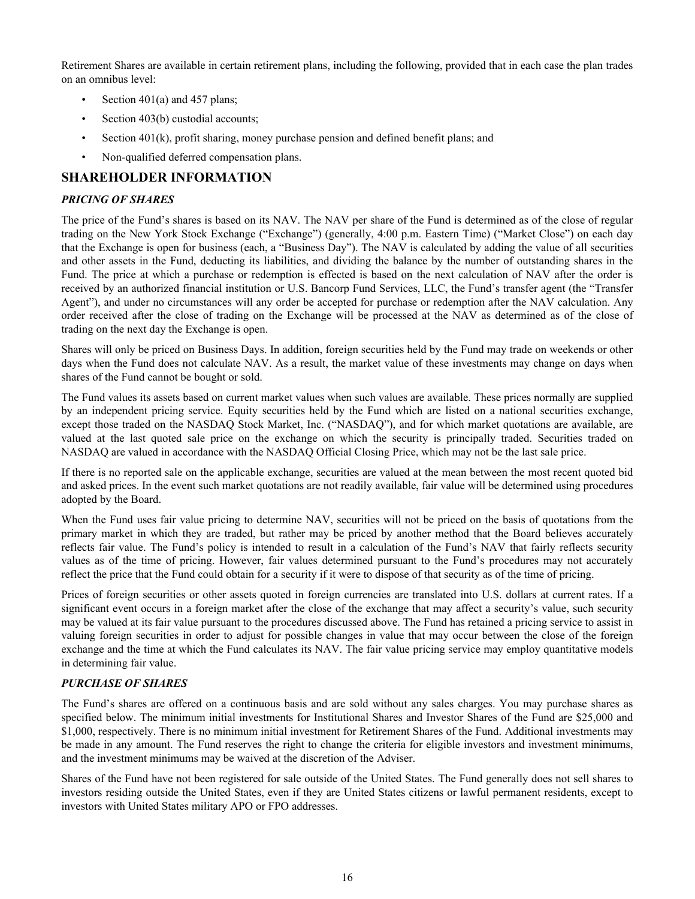Retirement Shares are available in certain retirement plans, including the following, provided that in each case the plan trades on an omnibus level:

- Section 401(a) and 457 plans;
- Section 403(b) custodial accounts;
- Section 401(k), profit sharing, money purchase pension and defined benefit plans; and
- Non-qualified deferred compensation plans.

## SHAREHOLDER INFORMATION

### *PRICING OF SHARES*

The price of the Fund's shares is based on its NAV. The NAV per share of the Fund is determined as of the close of regular trading on the New York Stock Exchange ("Exchange") (generally, 4:00 p.m. Eastern Time) ("Market Close") on each day that the Exchange is open for business (each, a "Business Day"). The NAV is calculated by adding the value of all securities and other assets in the Fund, deducting its liabilities, and dividing the balance by the number of outstanding shares in the Fund. The price at which a purchase or redemption is effected is based on the next calculation of NAV after the order is received by an authorized financial institution or U.S. Bancorp Fund Services, LLC, the Fund's transfer agent (the "Transfer Agent"), and under no circumstances will any order be accepted for purchase or redemption after the NAV calculation. Any order received after the close of trading on the Exchange will be processed at the NAV as determined as of the close of trading on the next day the Exchange is open.

Shares will only be priced on Business Days. In addition, foreign securities held by the Fund may trade on weekends or other days when the Fund does not calculate NAV. As a result, the market value of these investments may change on days when shares of the Fund cannot be bought or sold.

The Fund values its assets based on current market values when such values are available. These prices normally are supplied by an independent pricing service. Equity securities held by the Fund which are listed on a national securities exchange, except those traded on the NASDAQ Stock Market, Inc. ("NASDAQ"), and for which market quotations are available, are valued at the last quoted sale price on the exchange on which the security is principally traded. Securities traded on NASDAQ are valued in accordance with the NASDAQ Official Closing Price, which may not be the last sale price.

If there is no reported sale on the applicable exchange, securities are valued at the mean between the most recent quoted bid and asked prices. In the event such market quotations are not readily available, fair value will be determined using procedures adopted by the Board.

When the Fund uses fair value pricing to determine NAV, securities will not be priced on the basis of quotations from the primary market in which they are traded, but rather may be priced by another method that the Board believes accurately reflects fair value. The Fund's policy is intended to result in a calculation of the Fund's NAV that fairly reflects security values as of the time of pricing. However, fair values determined pursuant to the Fund's procedures may not accurately reflect the price that the Fund could obtain for a security if it were to dispose of that security as of the time of pricing.

Prices of foreign securities or other assets quoted in foreign currencies are translated into U.S. dollars at current rates. If a significant event occurs in a foreign market after the close of the exchange that may affect a security's value, such security may be valued at its fair value pursuant to the procedures discussed above. The Fund has retained a pricing service to assist in valuing foreign securities in order to adjust for possible changes in value that may occur between the close of the foreign exchange and the time at which the Fund calculates its NAV. The fair value pricing service may employ quantitative models in determining fair value.

### *PURCHASE OF SHARES*

The Fund's shares are offered on a continuous basis and are sold without any sales charges. You may purchase shares as specified below. The minimum initial investments for Institutional Shares and Investor Shares of the Fund are $25,000 and $1,000, respectively. There is no minimum initial investment for Retirement Shares of the Fund. Additional investments may be made in any amount. The Fund reserves the right to change the criteria for eligible investors and investment minimums, and the investment minimums may be waived at the discretion of the Adviser.

Shares of the Fund have not been registered for sale outside of the United States. The Fund generally does not sell shares to investors residing outside the United States, even if they are United States citizens or lawful permanent residents, except to investors with United States military APO or FPO addresses.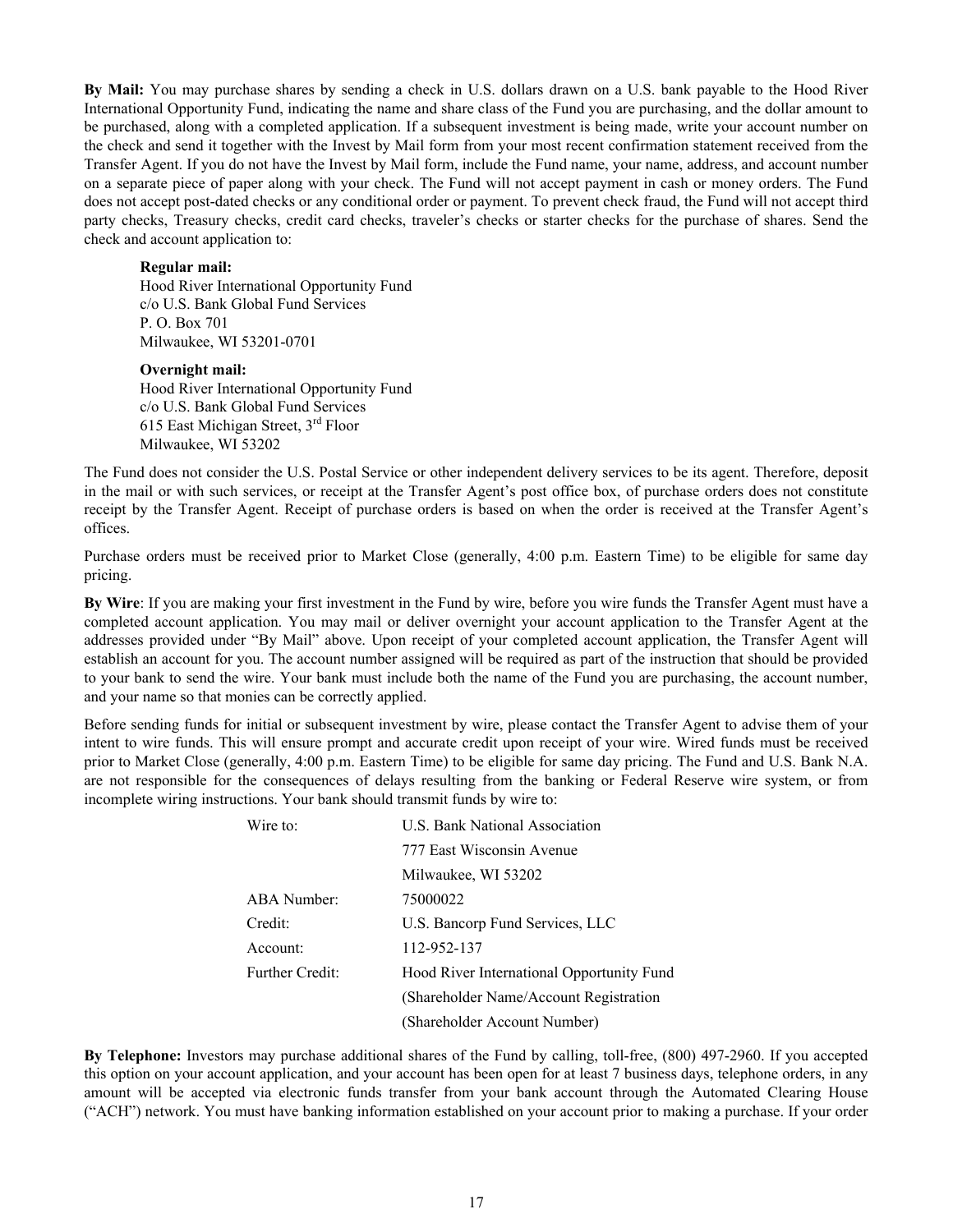**By Mail:** You may purchase shares by sending a check in U.S. dollars drawn on a U.S. bank payable to the Hood River International Opportunity Fund, indicating the name and share class of the Fund you are purchasing, and the dollar amount to be purchased, along with a completed application. If a subsequent investment is being made, write your account number on the check and send it together with the Invest by Mail form from your most recent confirmation statement received from the Transfer Agent. If you do not have the Invest by Mail form, include the Fund name, your name, address, and account number on a separate piece of paper along with your check. The Fund will not accept payment in cash or money orders. The Fund does not accept post-dated checks or any conditional order or payment. To prevent check fraud, the Fund will not accept third party checks, Treasury checks, credit card checks, traveler's checks or starter checks for the purchase of shares. Send the check and account application to:

**Regular mail:**
Hood River International Opportunity Fund
c/o U.S. Bank Global Fund Services
P. O. Box 701
Milwaukee, WI 53201-0701

**Overnight mail:**
Hood River International Opportunity Fund
c/o U.S. Bank Global Fund Services
615 East Michigan Street, 3rd Floor
Milwaukee, WI 53202

The Fund does not consider the U.S. Postal Service or other independent delivery services to be its agent. Therefore, deposit in the mail or with such services, or receipt at the Transfer Agent's post office box, of purchase orders does not constitute receipt by the Transfer Agent. Receipt of purchase orders is based on when the order is received at the Transfer Agent's offices.

Purchase orders must be received prior to Market Close (generally, 4:00 p.m. Eastern Time) to be eligible for same day pricing.

**By Wire**: If you are making your first investment in the Fund by wire, before you wire funds the Transfer Agent must have a completed account application. You may mail or deliver overnight your account application to the Transfer Agent at the addresses provided under "By Mail" above. Upon receipt of your completed account application, the Transfer Agent will establish an account for you. The account number assigned will be required as part of the instruction that should be provided to your bank to send the wire. Your bank must include both the name of the Fund you are purchasing, the account number, and your name so that monies can be correctly applied.

Before sending funds for initial or subsequent investment by wire, please contact the Transfer Agent to advise them of your intent to wire funds. This will ensure prompt and accurate credit upon receipt of your wire. Wired funds must be received prior to Market Close (generally, 4:00 p.m. Eastern Time) to be eligible for same day pricing. The Fund and U.S. Bank N.A. are not responsible for the consequences of delays resulting from the banking or Federal Reserve wire system, or from incomplete wiring instructions. Your bank should transmit funds by wire to:

| | |
|---|---|
| Wire to: | U.S. Bank National Association |
| | 777 East Wisconsin Avenue |
| | Milwaukee, WI 53202 |
| ABA Number: | 75000022 |
| Credit: | U.S. Bancorp Fund Services, LLC |
| Account: | 112-952-137 |
| Further Credit: | Hood River International Opportunity Fund |
| | (Shareholder Name/Account Registration |
| | (Shareholder Account Number) |

**By Telephone:** Investors may purchase additional shares of the Fund by calling, toll-free, (800) 497-2960. If you accepted this option on your account application, and your account has been open for at least 7 business days, telephone orders, in any amount will be accepted via electronic funds transfer from your bank account through the Automated Clearing House ("ACH") network. You must have banking information established on your account prior to making a purchase. If your order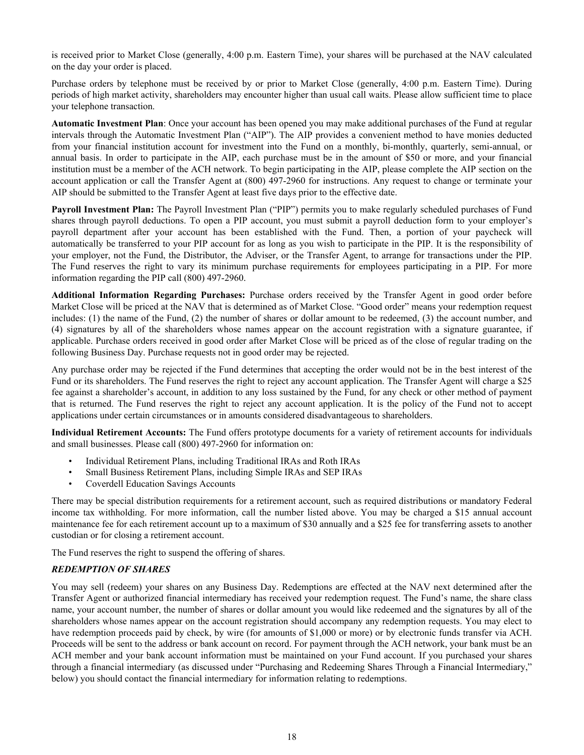is received prior to Market Close (generally, 4:00 p.m. Eastern Time), your shares will be purchased at the NAV calculated on the day your order is placed.

Purchase orders by telephone must be received by or prior to Market Close (generally, 4:00 p.m. Eastern Time). During periods of high market activity, shareholders may encounter higher than usual call waits. Please allow sufficient time to place your telephone transaction.

**Automatic Investment Plan**: Once your account has been opened you may make additional purchases of the Fund at regular intervals through the Automatic Investment Plan ("AIP"). The AIP provides a convenient method to have monies deducted from your financial institution account for investment into the Fund on a monthly, bi-monthly, quarterly, semi-annual, or annual basis. In order to participate in the AIP, each purchase must be in the amount of $50 or more, and your financial institution must be a member of the ACH network. To begin participating in the AIP, please complete the AIP section on the account application or call the Transfer Agent at (800) 497-2960 for instructions. Any request to change or terminate your AIP should be submitted to the Transfer Agent at least five days prior to the effective date.

**Payroll Investment Plan:** The Payroll Investment Plan ("PIP") permits you to make regularly scheduled purchases of Fund shares through payroll deductions. To open a PIP account, you must submit a payroll deduction form to your employer's payroll department after your account has been established with the Fund. Then, a portion of your paycheck will automatically be transferred to your PIP account for as long as you wish to participate in the PIP. It is the responsibility of your employer, not the Fund, the Distributor, the Adviser, or the Transfer Agent, to arrange for transactions under the PIP. The Fund reserves the right to vary its minimum purchase requirements for employees participating in a PIP. For more information regarding the PIP call (800) 497-2960.

**Additional Information Regarding Purchases:** Purchase orders received by the Transfer Agent in good order before Market Close will be priced at the NAV that is determined as of Market Close. "Good order" means your redemption request includes: (1) the name of the Fund, (2) the number of shares or dollar amount to be redeemed, (3) the account number, and (4) signatures by all of the shareholders whose names appear on the account registration with a signature guarantee, if applicable. Purchase orders received in good order after Market Close will be priced as of the close of regular trading on the following Business Day. Purchase requests not in good order may be rejected.

Any purchase order may be rejected if the Fund determines that accepting the order would not be in the best interest of the Fund or its shareholders. The Fund reserves the right to reject any account application. The Transfer Agent will charge a $25 fee against a shareholder's account, in addition to any loss sustained by the Fund, for any check or other method of payment that is returned. The Fund reserves the right to reject any account application. It is the policy of the Fund not to accept applications under certain circumstances or in amounts considered disadvantageous to shareholders.

**Individual Retirement Accounts:** The Fund offers prototype documents for a variety of retirement accounts for individuals and small businesses. Please call (800) 497-2960 for information on:

- Individual Retirement Plans, including Traditional IRAs and Roth IRAs
- Small Business Retirement Plans, including Simple IRAs and SEP IRAs
- Coverdell Education Savings Accounts

There may be special distribution requirements for a retirement account, such as required distributions or mandatory Federal income tax withholding. For more information, call the number listed above. You may be charged a $15 annual account maintenance fee for each retirement account up to a maximum of $30 annually and a $25 fee for transferring assets to another custodian or for closing a retirement account.

The Fund reserves the right to suspend the offering of shares.

### *REDEMPTION OF SHARES*

You may sell (redeem) your shares on any Business Day. Redemptions are effected at the NAV next determined after the Transfer Agent or authorized financial intermediary has received your redemption request. The Fund's name, the share class name, your account number, the number of shares or dollar amount you would like redeemed and the signatures by all of the shareholders whose names appear on the account registration should accompany any redemption requests. You may elect to have redemption proceeds paid by check, by wire (for amounts of $1,000 or more) or by electronic funds transfer via ACH. Proceeds will be sent to the address or bank account on record. For payment through the ACH network, your bank must be an ACH member and your bank account information must be maintained on your Fund account. If you purchased your shares through a financial intermediary (as discussed under "Purchasing and Redeeming Shares Through a Financial Intermediary," below) you should contact the financial intermediary for information relating to redemptions.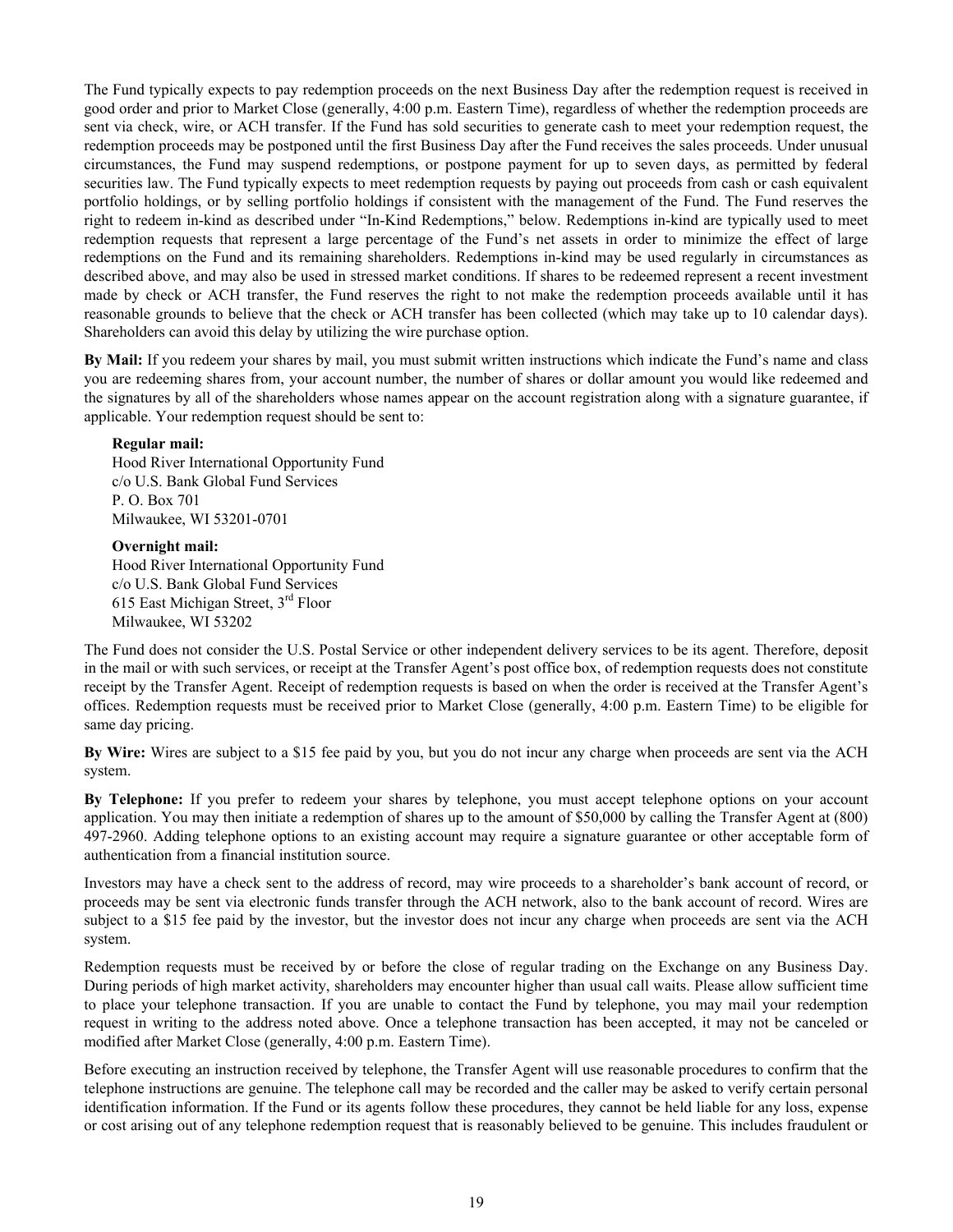The Fund typically expects to pay redemption proceeds on the next Business Day after the redemption request is received in good order and prior to Market Close (generally, 4:00 p.m. Eastern Time), regardless of whether the redemption proceeds are sent via check, wire, or ACH transfer. If the Fund has sold securities to generate cash to meet your redemption request, the redemption proceeds may be postponed until the first Business Day after the Fund receives the sales proceeds. Under unusual circumstances, the Fund may suspend redemptions, or postpone payment for up to seven days, as permitted by federal securities law. The Fund typically expects to meet redemption requests by paying out proceeds from cash or cash equivalent portfolio holdings, or by selling portfolio holdings if consistent with the management of the Fund. The Fund reserves the right to redeem in-kind as described under "In-Kind Redemptions," below. Redemptions in-kind are typically used to meet redemption requests that represent a large percentage of the Fund's net assets in order to minimize the effect of large redemptions on the Fund and its remaining shareholders. Redemptions in-kind may be used regularly in circumstances as described above, and may also be used in stressed market conditions. If shares to be redeemed represent a recent investment made by check or ACH transfer, the Fund reserves the right to not make the redemption proceeds available until it has reasonable grounds to believe that the check or ACH transfer has been collected (which may take up to 10 calendar days). Shareholders can avoid this delay by utilizing the wire purchase option.

**By Mail:** If you redeem your shares by mail, you must submit written instructions which indicate the Fund's name and class you are redeeming shares from, your account number, the number of shares or dollar amount you would like redeemed and the signatures by all of the shareholders whose names appear on the account registration along with a signature guarantee, if applicable. Your redemption request should be sent to:

> **Regular mail:**
> Hood River International Opportunity Fund
> c/o U.S. Bank Global Fund Services
> P. O. Box 701
> Milwaukee, WI 53201-0701
>
> **Overnight mail:**
> Hood River International Opportunity Fund
> c/o U.S. Bank Global Fund Services
> 615 East Michigan Street, 3rd Floor
> Milwaukee, WI 53202

The Fund does not consider the U.S. Postal Service or other independent delivery services to be its agent. Therefore, deposit in the mail or with such services, or receipt at the Transfer Agent's post office box, of redemption requests does not constitute receipt by the Transfer Agent. Receipt of redemption requests is based on when the order is received at the Transfer Agent's offices. Redemption requests must be received prior to Market Close (generally, 4:00 p.m. Eastern Time) to be eligible for same day pricing.

**By Wire:** Wires are subject to a $15 fee paid by you, but you do not incur any charge when proceeds are sent via the ACH system.

**By Telephone:** If you prefer to redeem your shares by telephone, you must accept telephone options on your account application. You may then initiate a redemption of shares up to the amount of $50,000 by calling the Transfer Agent at (800) 497-2960. Adding telephone options to an existing account may require a signature guarantee or other acceptable form of authentication from a financial institution source.

Investors may have a check sent to the address of record, may wire proceeds to a shareholder's bank account of record, or proceeds may be sent via electronic funds transfer through the ACH network, also to the bank account of record. Wires are subject to a $15 fee paid by the investor, but the investor does not incur any charge when proceeds are sent via the ACH system.

Redemption requests must be received by or before the close of regular trading on the Exchange on any Business Day. During periods of high market activity, shareholders may encounter higher than usual call waits. Please allow sufficient time to place your telephone transaction. If you are unable to contact the Fund by telephone, you may mail your redemption request in writing to the address noted above. Once a telephone transaction has been accepted, it may not be canceled or modified after Market Close (generally, 4:00 p.m. Eastern Time).

Before executing an instruction received by telephone, the Transfer Agent will use reasonable procedures to confirm that the telephone instructions are genuine. The telephone call may be recorded and the caller may be asked to verify certain personal identification information. If the Fund or its agents follow these procedures, they cannot be held liable for any loss, expense or cost arising out of any telephone redemption request that is reasonably believed to be genuine. This includes fraudulent or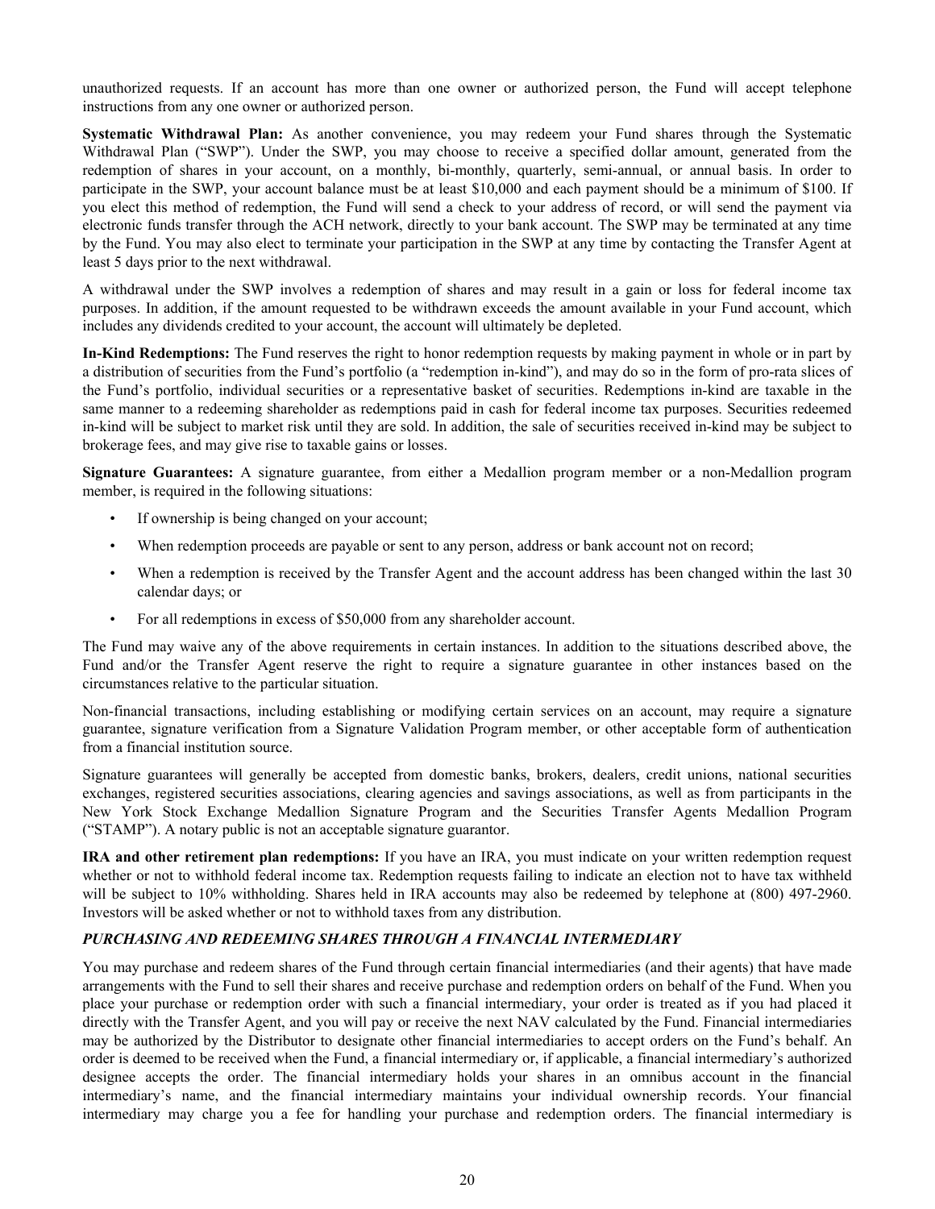unauthorized requests. If an account has more than one owner or authorized person, the Fund will accept telephone instructions from any one owner or authorized person.

**Systematic Withdrawal Plan:** As another convenience, you may redeem your Fund shares through the Systematic Withdrawal Plan ("SWP"). Under the SWP, you may choose to receive a specified dollar amount, generated from the redemption of shares in your account, on a monthly, bi-monthly, quarterly, semi-annual, or annual basis. In order to participate in the SWP, your account balance must be at least $10,000 and each payment should be a minimum of $100. If you elect this method of redemption, the Fund will send a check to your address of record, or will send the payment via electronic funds transfer through the ACH network, directly to your bank account. The SWP may be terminated at any time by the Fund. You may also elect to terminate your participation in the SWP at any time by contacting the Transfer Agent at least 5 days prior to the next withdrawal.

A withdrawal under the SWP involves a redemption of shares and may result in a gain or loss for federal income tax purposes. In addition, if the amount requested to be withdrawn exceeds the amount available in your Fund account, which includes any dividends credited to your account, the account will ultimately be depleted.

**In-Kind Redemptions:** The Fund reserves the right to honor redemption requests by making payment in whole or in part by a distribution of securities from the Fund's portfolio (a "redemption in-kind"), and may do so in the form of pro-rata slices of the Fund's portfolio, individual securities or a representative basket of securities. Redemptions in-kind are taxable in the same manner to a redeeming shareholder as redemptions paid in cash for federal income tax purposes. Securities redeemed in-kind will be subject to market risk until they are sold. In addition, the sale of securities received in-kind may be subject to brokerage fees, and may give rise to taxable gains or losses.

**Signature Guarantees:** A signature guarantee, from either a Medallion program member or a non-Medallion program member, is required in the following situations:

- If ownership is being changed on your account;
- When redemption proceeds are payable or sent to any person, address or bank account not on record;
- When a redemption is received by the Transfer Agent and the account address has been changed within the last 30 calendar days; or
- For all redemptions in excess of $50,000 from any shareholder account.

The Fund may waive any of the above requirements in certain instances. In addition to the situations described above, the Fund and/or the Transfer Agent reserve the right to require a signature guarantee in other instances based on the circumstances relative to the particular situation.

Non-financial transactions, including establishing or modifying certain services on an account, may require a signature guarantee, signature verification from a Signature Validation Program member, or other acceptable form of authentication from a financial institution source.

Signature guarantees will generally be accepted from domestic banks, brokers, dealers, credit unions, national securities exchanges, registered securities associations, clearing agencies and savings associations, as well as from participants in the New York Stock Exchange Medallion Signature Program and the Securities Transfer Agents Medallion Program ("STAMP"). A notary public is not an acceptable signature guarantor.

**IRA and other retirement plan redemptions:** If you have an IRA, you must indicate on your written redemption request whether or not to withhold federal income tax. Redemption requests failing to indicate an election not to have tax withheld will be subject to 10% withholding. Shares held in IRA accounts may also be redeemed by telephone at (800) 497-2960. Investors will be asked whether or not to withhold taxes from any distribution.

***PURCHASING AND REDEEMING SHARES THROUGH A FINANCIAL INTERMEDIARY***

You may purchase and redeem shares of the Fund through certain financial intermediaries (and their agents) that have made arrangements with the Fund to sell their shares and receive purchase and redemption orders on behalf of the Fund. When you place your purchase or redemption order with such a financial intermediary, your order is treated as if you had placed it directly with the Transfer Agent, and you will pay or receive the next NAV calculated by the Fund. Financial intermediaries may be authorized by the Distributor to designate other financial intermediaries to accept orders on the Fund's behalf. An order is deemed to be received when the Fund, a financial intermediary or, if applicable, a financial intermediary's authorized designee accepts the order. The financial intermediary holds your shares in an omnibus account in the financial intermediary's name, and the financial intermediary maintains your individual ownership records. Your financial intermediary may charge you a fee for handling your purchase and redemption orders. The financial intermediary is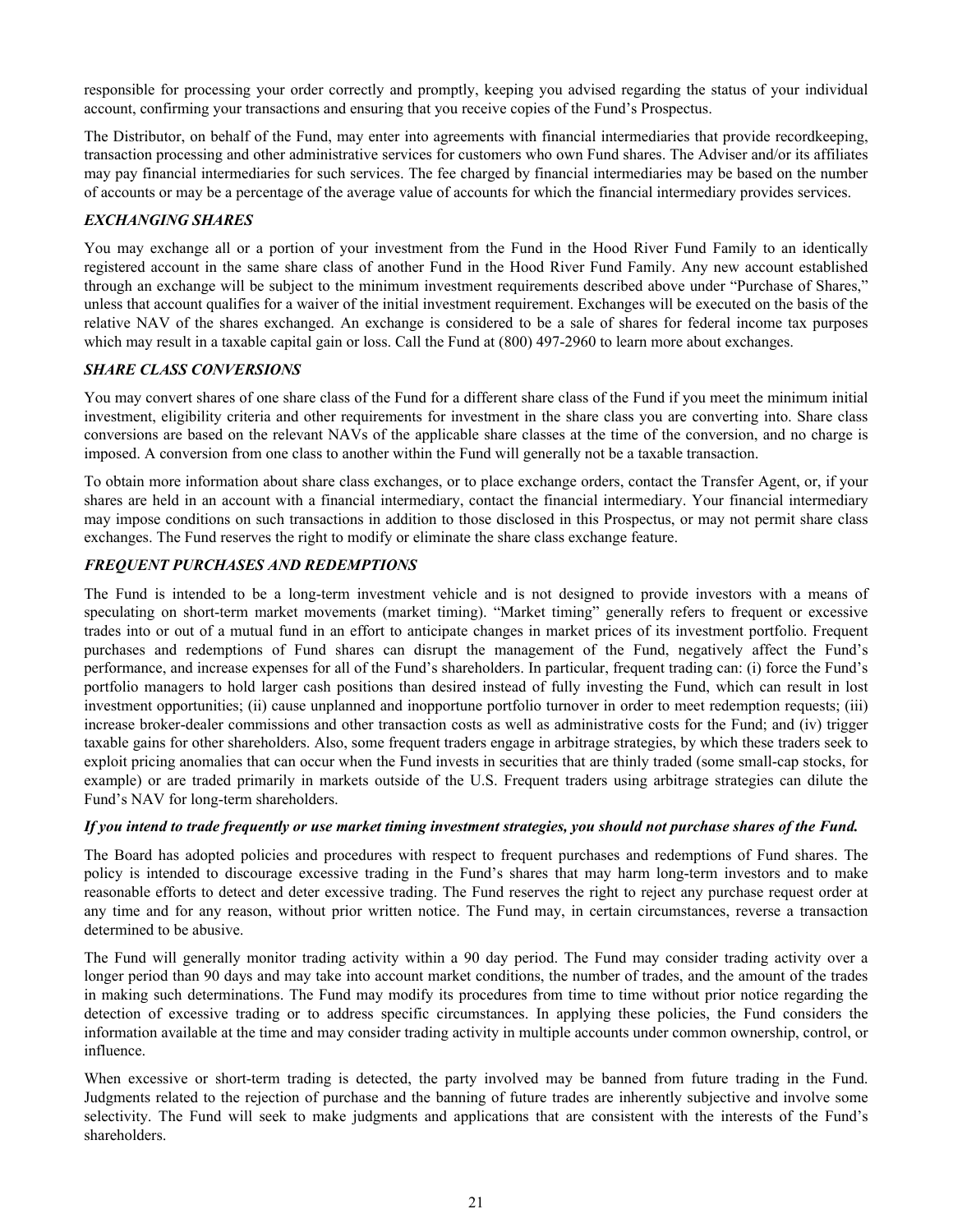responsible for processing your order correctly and promptly, keeping you advised regarding the status of your individual account, confirming your transactions and ensuring that you receive copies of the Fund's Prospectus.

The Distributor, on behalf of the Fund, may enter into agreements with financial intermediaries that provide recordkeeping, transaction processing and other administrative services for customers who own Fund shares. The Adviser and/or its affiliates may pay financial intermediaries for such services. The fee charged by financial intermediaries may be based on the number of accounts or may be a percentage of the average value of accounts for which the financial intermediary provides services.

### *EXCHANGING SHARES*

You may exchange all or a portion of your investment from the Fund in the Hood River Fund Family to an identically registered account in the same share class of another Fund in the Hood River Fund Family. Any new account established through an exchange will be subject to the minimum investment requirements described above under "Purchase of Shares," unless that account qualifies for a waiver of the initial investment requirement. Exchanges will be executed on the basis of the relative NAV of the shares exchanged. An exchange is considered to be a sale of shares for federal income tax purposes which may result in a taxable capital gain or loss. Call the Fund at (800) 497-2960 to learn more about exchanges.

### *SHARE CLASS CONVERSIONS*

You may convert shares of one share class of the Fund for a different share class of the Fund if you meet the minimum initial investment, eligibility criteria and other requirements for investment in the share class you are converting into. Share class conversions are based on the relevant NAVs of the applicable share classes at the time of the conversion, and no charge is imposed. A conversion from one class to another within the Fund will generally not be a taxable transaction.

To obtain more information about share class exchanges, or to place exchange orders, contact the Transfer Agent, or, if your shares are held in an account with a financial intermediary, contact the financial intermediary. Your financial intermediary may impose conditions on such transactions in addition to those disclosed in this Prospectus, or may not permit share class exchanges. The Fund reserves the right to modify or eliminate the share class exchange feature.

### *FREQUENT PURCHASES AND REDEMPTIONS*

The Fund is intended to be a long-term investment vehicle and is not designed to provide investors with a means of speculating on short-term market movements (market timing). "Market timing" generally refers to frequent or excessive trades into or out of a mutual fund in an effort to anticipate changes in market prices of its investment portfolio. Frequent purchases and redemptions of Fund shares can disrupt the management of the Fund, negatively affect the Fund's performance, and increase expenses for all of the Fund's shareholders. In particular, frequent trading can: (i) force the Fund's portfolio managers to hold larger cash positions than desired instead of fully investing the Fund, which can result in lost investment opportunities; (ii) cause unplanned and inopportune portfolio turnover in order to meet redemption requests; (iii) increase broker-dealer commissions and other transaction costs as well as administrative costs for the Fund; and (iv) trigger taxable gains for other shareholders. Also, some frequent traders engage in arbitrage strategies, by which these traders seek to exploit pricing anomalies that can occur when the Fund invests in securities that are thinly traded (some small-cap stocks, for example) or are traded primarily in markets outside of the U.S. Frequent traders using arbitrage strategies can dilute the Fund's NAV for long-term shareholders.

***If you intend to trade frequently or use market timing investment strategies, you should not purchase shares of the Fund.***

The Board has adopted policies and procedures with respect to frequent purchases and redemptions of Fund shares. The policy is intended to discourage excessive trading in the Fund's shares that may harm long-term investors and to make reasonable efforts to detect and deter excessive trading. The Fund reserves the right to reject any purchase request order at any time and for any reason, without prior written notice. The Fund may, in certain circumstances, reverse a transaction determined to be abusive.

The Fund will generally monitor trading activity within a 90 day period. The Fund may consider trading activity over a longer period than 90 days and may take into account market conditions, the number of trades, and the amount of the trades in making such determinations. The Fund may modify its procedures from time to time without prior notice regarding the detection of excessive trading or to address specific circumstances. In applying these policies, the Fund considers the information available at the time and may consider trading activity in multiple accounts under common ownership, control, or influence.

When excessive or short-term trading is detected, the party involved may be banned from future trading in the Fund. Judgments related to the rejection of purchase and the banning of future trades are inherently subjective and involve some selectivity. The Fund will seek to make judgments and applications that are consistent with the interests of the Fund's shareholders.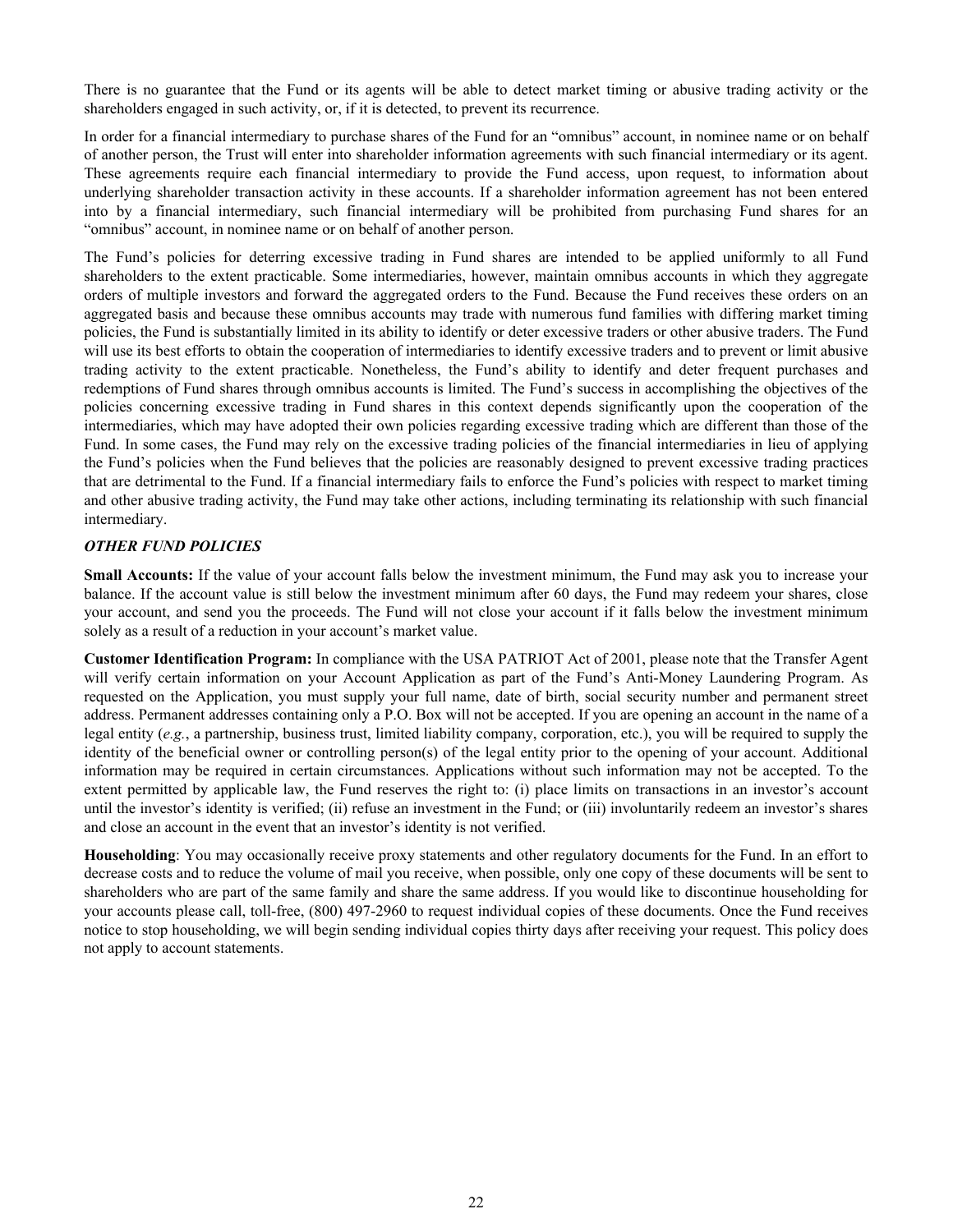There is no guarantee that the Fund or its agents will be able to detect market timing or abusive trading activity or the shareholders engaged in such activity, or, if it is detected, to prevent its recurrence.

In order for a financial intermediary to purchase shares of the Fund for an "omnibus" account, in nominee name or on behalf of another person, the Trust will enter into shareholder information agreements with such financial intermediary or its agent. These agreements require each financial intermediary to provide the Fund access, upon request, to information about underlying shareholder transaction activity in these accounts. If a shareholder information agreement has not been entered into by a financial intermediary, such financial intermediary will be prohibited from purchasing Fund shares for an "omnibus" account, in nominee name or on behalf of another person.

The Fund's policies for deterring excessive trading in Fund shares are intended to be applied uniformly to all Fund shareholders to the extent practicable. Some intermediaries, however, maintain omnibus accounts in which they aggregate orders of multiple investors and forward the aggregated orders to the Fund. Because the Fund receives these orders on an aggregated basis and because these omnibus accounts may trade with numerous fund families with differing market timing policies, the Fund is substantially limited in its ability to identify or deter excessive traders or other abusive traders. The Fund will use its best efforts to obtain the cooperation of intermediaries to identify excessive traders and to prevent or limit abusive trading activity to the extent practicable. Nonetheless, the Fund's ability to identify and deter frequent purchases and redemptions of Fund shares through omnibus accounts is limited. The Fund's success in accomplishing the objectives of the policies concerning excessive trading in Fund shares in this context depends significantly upon the cooperation of the intermediaries, which may have adopted their own policies regarding excessive trading which are different than those of the Fund. In some cases, the Fund may rely on the excessive trading policies of the financial intermediaries in lieu of applying the Fund's policies when the Fund believes that the policies are reasonably designed to prevent excessive trading practices that are detrimental to the Fund. If a financial intermediary fails to enforce the Fund's policies with respect to market timing and other abusive trading activity, the Fund may take other actions, including terminating its relationship with such financial intermediary.

### *OTHER FUND POLICIES*

**Small Accounts:** If the value of your account falls below the investment minimum, the Fund may ask you to increase your balance. If the account value is still below the investment minimum after 60 days, the Fund may redeem your shares, close your account, and send you the proceeds. The Fund will not close your account if it falls below the investment minimum solely as a result of a reduction in your account's market value.

**Customer Identification Program:** In compliance with the USA PATRIOT Act of 2001, please note that the Transfer Agent will verify certain information on your Account Application as part of the Fund's Anti-Money Laundering Program. As requested on the Application, you must supply your full name, date of birth, social security number and permanent street address. Permanent addresses containing only a P.O. Box will not be accepted. If you are opening an account in the name of a legal entity (*e.g.*, a partnership, business trust, limited liability company, corporation, etc.), you will be required to supply the identity of the beneficial owner or controlling person(s) of the legal entity prior to the opening of your account. Additional information may be required in certain circumstances. Applications without such information may not be accepted. To the extent permitted by applicable law, the Fund reserves the right to: (i) place limits on transactions in an investor's account until the investor's identity is verified; (ii) refuse an investment in the Fund; or (iii) involuntarily redeem an investor's shares and close an account in the event that an investor's identity is not verified.

**Householding**: You may occasionally receive proxy statements and other regulatory documents for the Fund. In an effort to decrease costs and to reduce the volume of mail you receive, when possible, only one copy of these documents will be sent to shareholders who are part of the same family and share the same address. If you would like to discontinue householding for your accounts please call, toll-free, (800) 497-2960 to request individual copies of these documents. Once the Fund receives notice to stop householding, we will begin sending individual copies thirty days after receiving your request. This policy does not apply to account statements.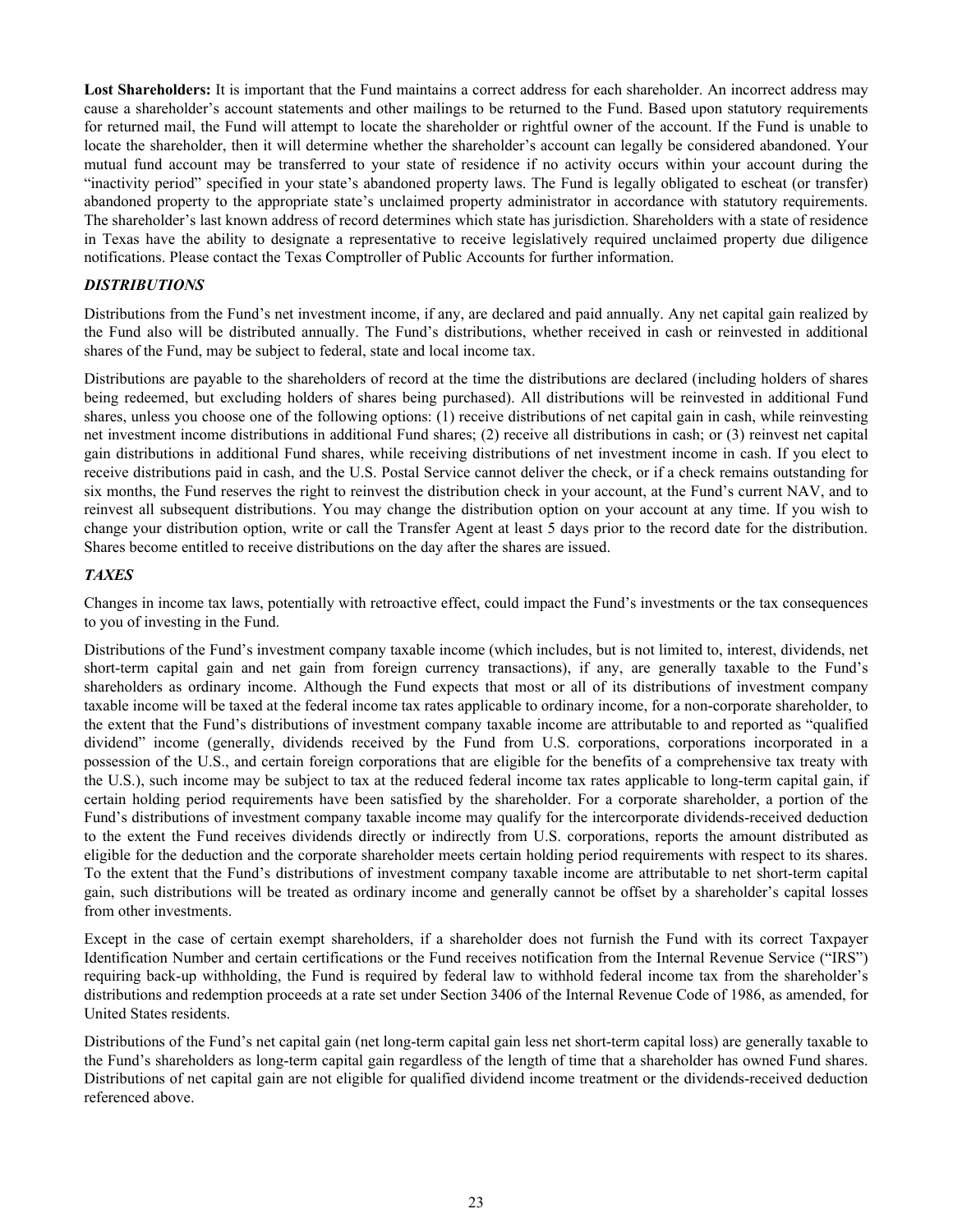**Lost Shareholders:** It is important that the Fund maintains a correct address for each shareholder. An incorrect address may cause a shareholder's account statements and other mailings to be returned to the Fund. Based upon statutory requirements for returned mail, the Fund will attempt to locate the shareholder or rightful owner of the account. If the Fund is unable to locate the shareholder, then it will determine whether the shareholder's account can legally be considered abandoned. Your mutual fund account may be transferred to your state of residence if no activity occurs within your account during the "inactivity period" specified in your state's abandoned property laws. The Fund is legally obligated to escheat (or transfer) abandoned property to the appropriate state's unclaimed property administrator in accordance with statutory requirements. The shareholder's last known address of record determines which state has jurisdiction. Shareholders with a state of residence in Texas have the ability to designate a representative to receive legislatively required unclaimed property due diligence notifications. Please contact the Texas Comptroller of Public Accounts for further information.

### *DISTRIBUTIONS*

Distributions from the Fund's net investment income, if any, are declared and paid annually. Any net capital gain realized by the Fund also will be distributed annually. The Fund's distributions, whether received in cash or reinvested in additional shares of the Fund, may be subject to federal, state and local income tax.

Distributions are payable to the shareholders of record at the time the distributions are declared (including holders of shares being redeemed, but excluding holders of shares being purchased). All distributions will be reinvested in additional Fund shares, unless you choose one of the following options: (1) receive distributions of net capital gain in cash, while reinvesting net investment income distributions in additional Fund shares; (2) receive all distributions in cash; or (3) reinvest net capital gain distributions in additional Fund shares, while receiving distributions of net investment income in cash. If you elect to receive distributions paid in cash, and the U.S. Postal Service cannot deliver the check, or if a check remains outstanding for six months, the Fund reserves the right to reinvest the distribution check in your account, at the Fund's current NAV, and to reinvest all subsequent distributions. You may change the distribution option on your account at any time. If you wish to change your distribution option, write or call the Transfer Agent at least 5 days prior to the record date for the distribution. Shares become entitled to receive distributions on the day after the shares are issued.

### *TAXES*

Changes in income tax laws, potentially with retroactive effect, could impact the Fund's investments or the tax consequences to you of investing in the Fund.

Distributions of the Fund's investment company taxable income (which includes, but is not limited to, interest, dividends, net short-term capital gain and net gain from foreign currency transactions), if any, are generally taxable to the Fund's shareholders as ordinary income. Although the Fund expects that most or all of its distributions of investment company taxable income will be taxed at the federal income tax rates applicable to ordinary income, for a non-corporate shareholder, to the extent that the Fund's distributions of investment company taxable income are attributable to and reported as "qualified dividend" income (generally, dividends received by the Fund from U.S. corporations, corporations incorporated in a possession of the U.S., and certain foreign corporations that are eligible for the benefits of a comprehensive tax treaty with the U.S.), such income may be subject to tax at the reduced federal income tax rates applicable to long-term capital gain, if certain holding period requirements have been satisfied by the shareholder. For a corporate shareholder, a portion of the Fund's distributions of investment company taxable income may qualify for the intercorporate dividends-received deduction to the extent the Fund receives dividends directly or indirectly from U.S. corporations, reports the amount distributed as eligible for the deduction and the corporate shareholder meets certain holding period requirements with respect to its shares. To the extent that the Fund's distributions of investment company taxable income are attributable to net short-term capital gain, such distributions will be treated as ordinary income and generally cannot be offset by a shareholder's capital losses from other investments.

Except in the case of certain exempt shareholders, if a shareholder does not furnish the Fund with its correct Taxpayer Identification Number and certain certifications or the Fund receives notification from the Internal Revenue Service ("IRS") requiring back-up withholding, the Fund is required by federal law to withhold federal income tax from the shareholder's distributions and redemption proceeds at a rate set under Section 3406 of the Internal Revenue Code of 1986, as amended, for United States residents.

Distributions of the Fund's net capital gain (net long-term capital gain less net short-term capital loss) are generally taxable to the Fund's shareholders as long-term capital gain regardless of the length of time that a shareholder has owned Fund shares. Distributions of net capital gain are not eligible for qualified dividend income treatment or the dividends-received deduction referenced above.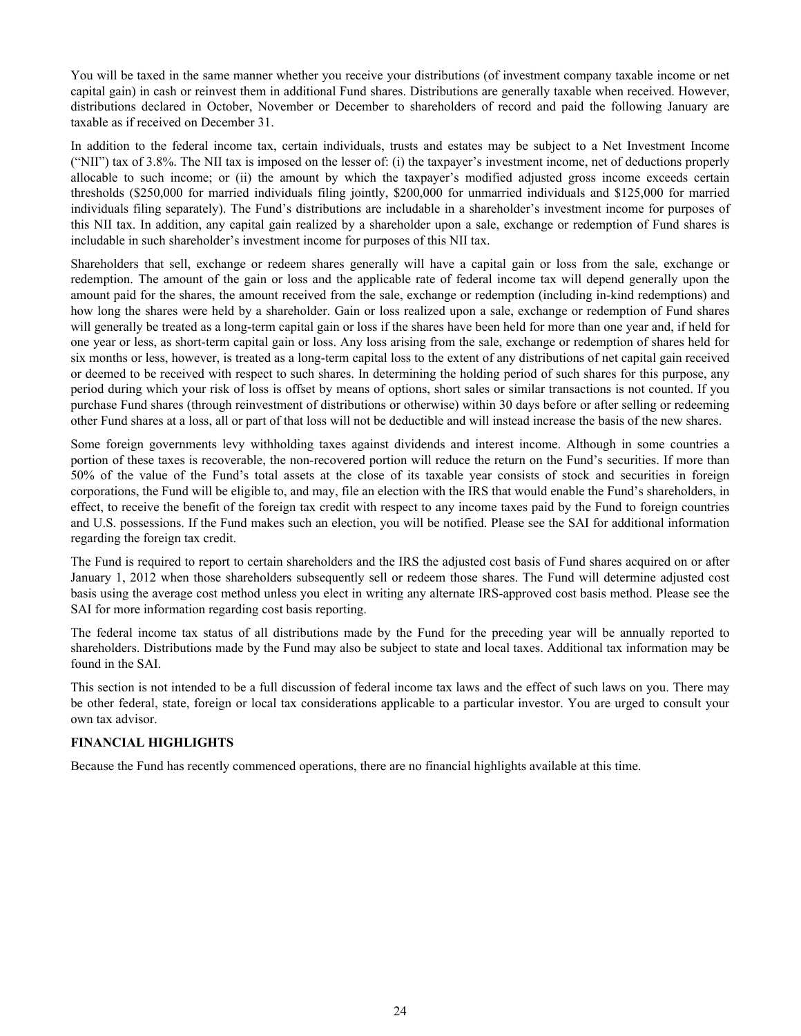You will be taxed in the same manner whether you receive your distributions (of investment company taxable income or net capital gain) in cash or reinvest them in additional Fund shares. Distributions are generally taxable when received. However, distributions declared in October, November or December to shareholders of record and paid the following January are taxable as if received on December 31.

In addition to the federal income tax, certain individuals, trusts and estates may be subject to a Net Investment Income ("NII") tax of 3.8%. The NII tax is imposed on the lesser of: (i) the taxpayer's investment income, net of deductions properly allocable to such income; or (ii) the amount by which the taxpayer's modified adjusted gross income exceeds certain thresholds ($250,000 for married individuals filing jointly, $200,000 for unmarried individuals and $125,000 for married individuals filing separately). The Fund's distributions are includable in a shareholder's investment income for purposes of this NII tax. In addition, any capital gain realized by a shareholder upon a sale, exchange or redemption of Fund shares is includable in such shareholder's investment income for purposes of this NII tax.

Shareholders that sell, exchange or redeem shares generally will have a capital gain or loss from the sale, exchange or redemption. The amount of the gain or loss and the applicable rate of federal income tax will depend generally upon the amount paid for the shares, the amount received from the sale, exchange or redemption (including in-kind redemptions) and how long the shares were held by a shareholder. Gain or loss realized upon a sale, exchange or redemption of Fund shares will generally be treated as a long-term capital gain or loss if the shares have been held for more than one year and, if held for one year or less, as short-term capital gain or loss. Any loss arising from the sale, exchange or redemption of shares held for six months or less, however, is treated as a long-term capital loss to the extent of any distributions of net capital gain received or deemed to be received with respect to such shares. In determining the holding period of such shares for this purpose, any period during which your risk of loss is offset by means of options, short sales or similar transactions is not counted. If you purchase Fund shares (through reinvestment of distributions or otherwise) within 30 days before or after selling or redeeming other Fund shares at a loss, all or part of that loss will not be deductible and will instead increase the basis of the new shares.

Some foreign governments levy withholding taxes against dividends and interest income. Although in some countries a portion of these taxes is recoverable, the non-recovered portion will reduce the return on the Fund's securities. If more than 50% of the value of the Fund's total assets at the close of its taxable year consists of stock and securities in foreign corporations, the Fund will be eligible to, and may, file an election with the IRS that would enable the Fund's shareholders, in effect, to receive the benefit of the foreign tax credit with respect to any income taxes paid by the Fund to foreign countries and U.S. possessions. If the Fund makes such an election, you will be notified. Please see the SAI for additional information regarding the foreign tax credit.

The Fund is required to report to certain shareholders and the IRS the adjusted cost basis of Fund shares acquired on or after January 1, 2012 when those shareholders subsequently sell or redeem those shares. The Fund will determine adjusted cost basis using the average cost method unless you elect in writing any alternate IRS-approved cost basis method. Please see the SAI for more information regarding cost basis reporting.

The federal income tax status of all distributions made by the Fund for the preceding year will be annually reported to shareholders. Distributions made by the Fund may also be subject to state and local taxes. Additional tax information may be found in the SAI.

This section is not intended to be a full discussion of federal income tax laws and the effect of such laws on you. There may be other federal, state, foreign or local tax considerations applicable to a particular investor. You are urged to consult your own tax advisor.

## FINANCIAL HIGHLIGHTS

Because the Fund has recently commenced operations, there are no financial highlights available at this time.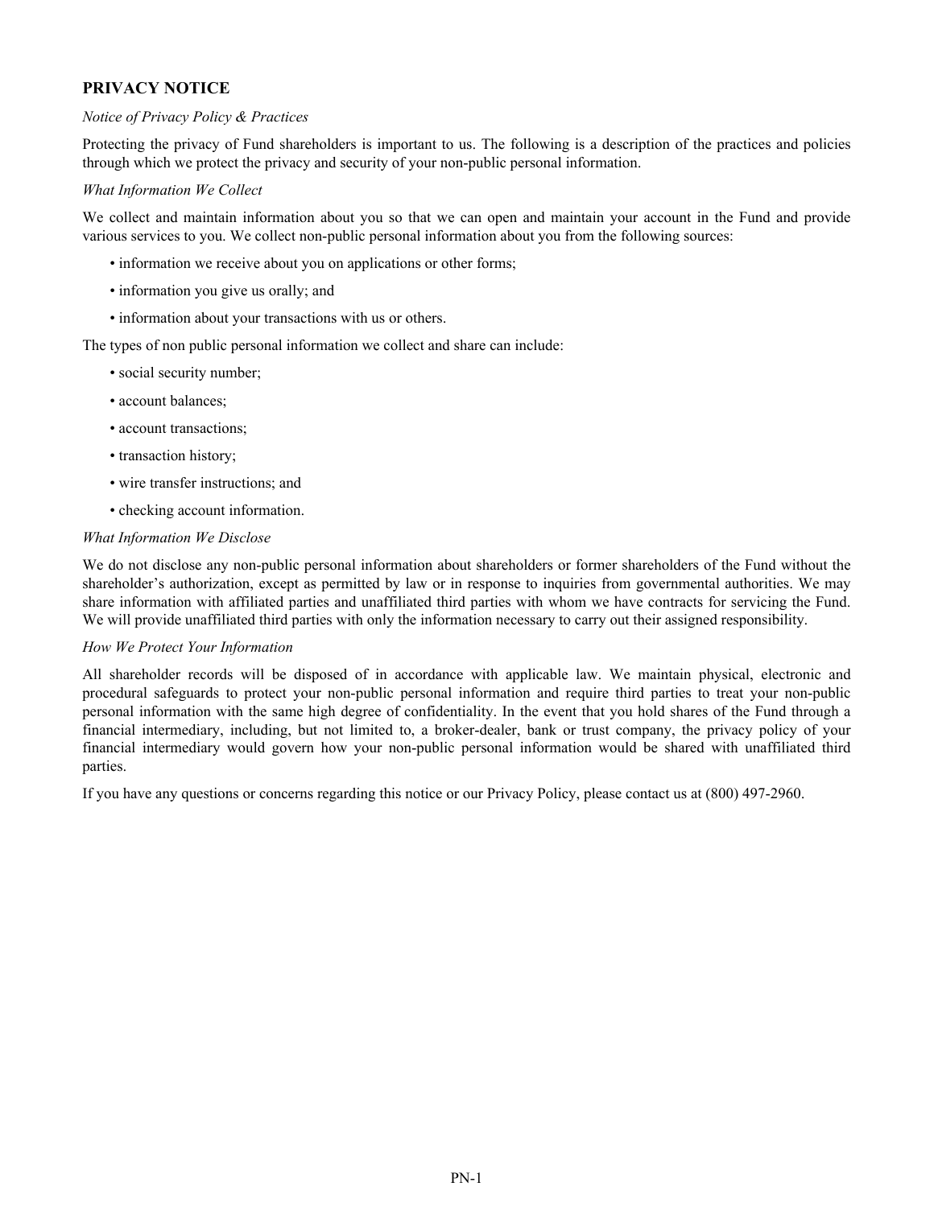## PRIVACY NOTICE

*Notice of Privacy Policy & Practices*

Protecting the privacy of Fund shareholders is important to us. The following is a description of the practices and policies through which we protect the privacy and security of your non-public personal information.

*What Information We Collect*

We collect and maintain information about you so that we can open and maintain your account in the Fund and provide various services to you. We collect non-public personal information about you from the following sources:

- information we receive about you on applications or other forms;
- information you give us orally; and
- information about your transactions with us or others.

The types of non public personal information we collect and share can include:

- social security number;
- account balances;
- account transactions;
- transaction history;
- wire transfer instructions; and
- checking account information.

*What Information We Disclose*

We do not disclose any non-public personal information about shareholders or former shareholders of the Fund without the shareholder's authorization, except as permitted by law or in response to inquiries from governmental authorities. We may share information with affiliated parties and unaffiliated third parties with whom we have contracts for servicing the Fund. We will provide unaffiliated third parties with only the information necessary to carry out their assigned responsibility.

*How We Protect Your Information*

All shareholder records will be disposed of in accordance with applicable law. We maintain physical, electronic and procedural safeguards to protect your non-public personal information and require third parties to treat your non-public personal information with the same high degree of confidentiality. In the event that you hold shares of the Fund through a financial intermediary, including, but not limited to, a broker-dealer, bank or trust company, the privacy policy of your financial intermediary would govern how your non-public personal information would be shared with unaffiliated third parties.

If you have any questions or concerns regarding this notice or our Privacy Policy, please contact us at (800) 497-2960.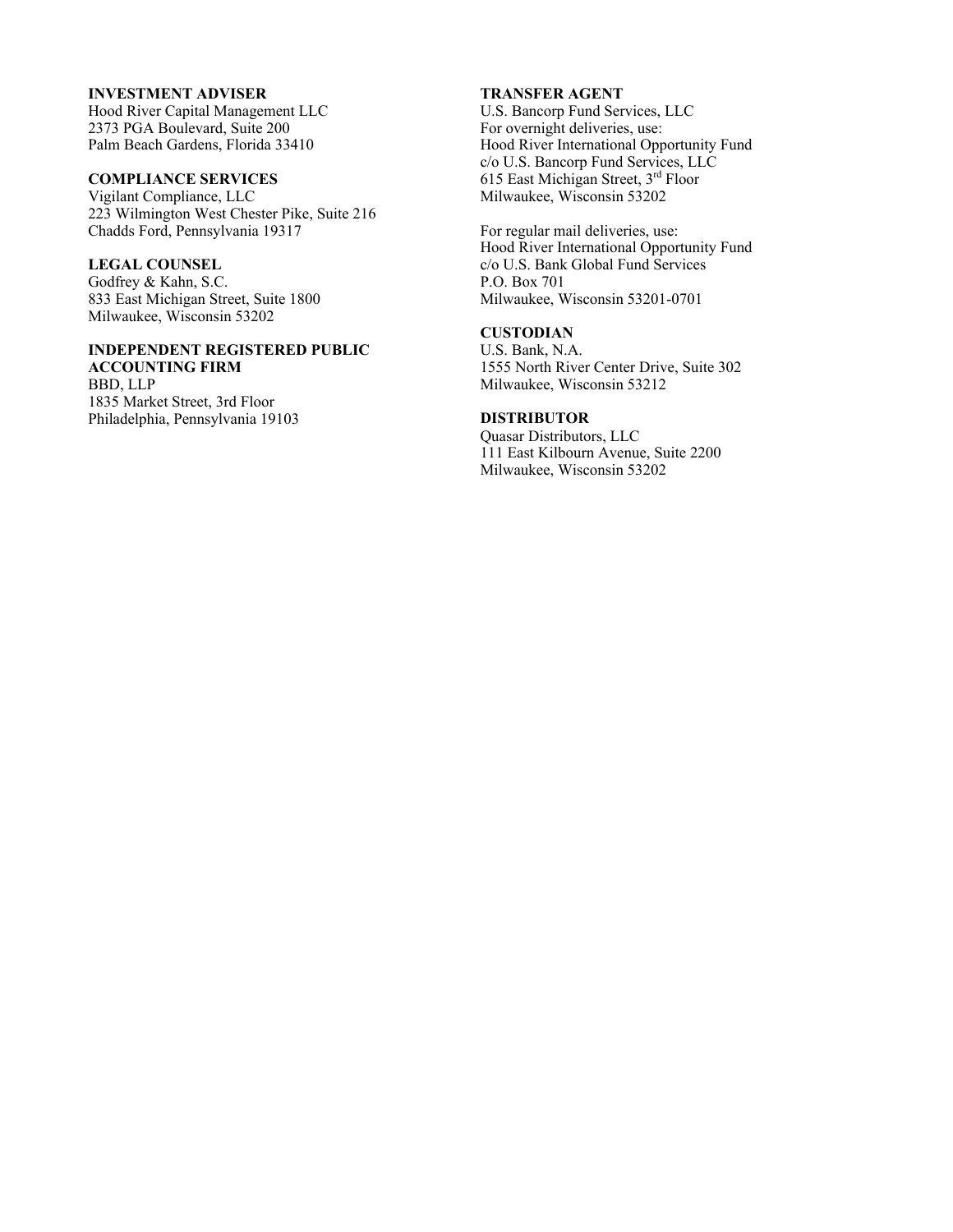**INVESTMENT ADVISER**
Hood River Capital Management LLC
2373 PGA Boulevard, Suite 200
Palm Beach Gardens, Florida 33410

**COMPLIANCE SERVICES**
Vigilant Compliance, LLC
223 Wilmington West Chester Pike, Suite 216
Chadds Ford, Pennsylvania 19317

**LEGAL COUNSEL**
Godfrey & Kahn, S.C.
833 East Michigan Street, Suite 1800
Milwaukee, Wisconsin 53202

**INDEPENDENT REGISTERED PUBLIC ACCOUNTING FIRM**
BBD, LLP
1835 Market Street, 3rd Floor
Philadelphia, Pennsylvania 19103

**TRANSFER AGENT**
U.S. Bancorp Fund Services, LLC
For overnight deliveries, use:
Hood River International Opportunity Fund
c/o U.S. Bancorp Fund Services, LLC
615 East Michigan Street, 3rd Floor
Milwaukee, Wisconsin 53202

For regular mail deliveries, use:
Hood River International Opportunity Fund
c/o U.S. Bank Global Fund Services
P.O. Box 701
Milwaukee, Wisconsin 53201-0701

**CUSTODIAN**
U.S. Bank, N.A.
1555 North River Center Drive, Suite 302
Milwaukee, Wisconsin 53212

**DISTRIBUTOR**
Quasar Distributors, LLC
111 East Kilbourn Avenue, Suite 2200
Milwaukee, Wisconsin 53202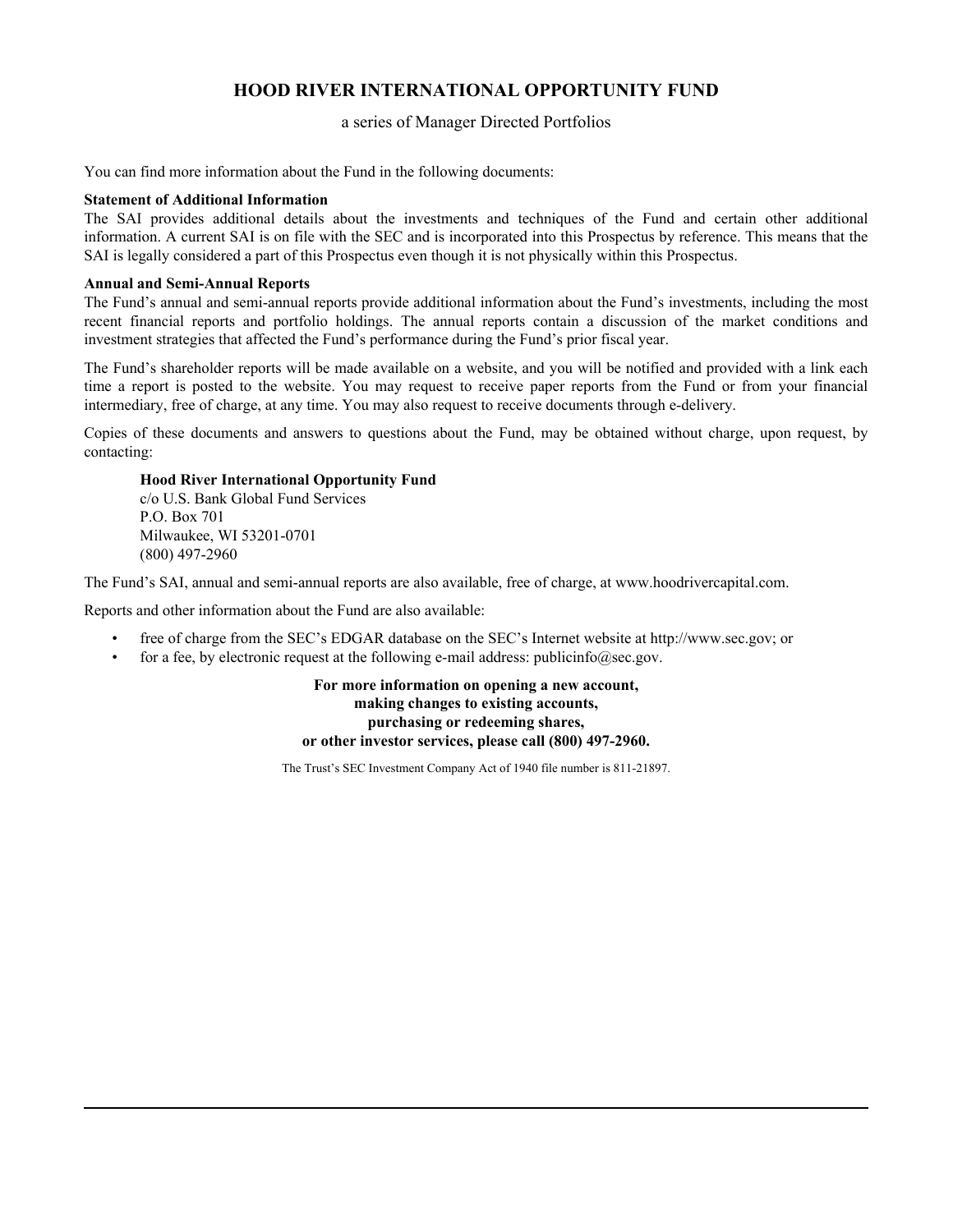# HOOD RIVER INTERNATIONAL OPPORTUNITY FUND

a series of Manager Directed Portfolios

You can find more information about the Fund in the following documents:

**Statement of Additional Information**
The SAI provides additional details about the investments and techniques of the Fund and certain other additional information. A current SAI is on file with the SEC and is incorporated into this Prospectus by reference. This means that the SAI is legally considered a part of this Prospectus even though it is not physically within this Prospectus.

**Annual and Semi-Annual Reports**
The Fund's annual and semi-annual reports provide additional information about the Fund's investments, including the most recent financial reports and portfolio holdings. The annual reports contain a discussion of the market conditions and investment strategies that affected the Fund's performance during the Fund's prior fiscal year.

The Fund's shareholder reports will be made available on a website, and you will be notified and provided with a link each time a report is posted to the website. You may request to receive paper reports from the Fund or from your financial intermediary, free of charge, at any time. You may also request to receive documents through e-delivery.

Copies of these documents and answers to questions about the Fund, may be obtained without charge, upon request, by contacting:

> **Hood River International Opportunity Fund**
> c/o U.S. Bank Global Fund Services
> P.O. Box 701
> Milwaukee, WI 53201-0701
> (800) 497-2960

The Fund's SAI, annual and semi-annual reports are also available, free of charge, at www.hoodrivercapital.com.

Reports and other information about the Fund are also available:

- free of charge from the SEC's EDGAR database on the SEC's Internet website at http://www.sec.gov; or
- for a fee, by electronic request at the following e-mail address: publicinfo@sec.gov.

**For more information on opening a new account,**
**making changes to existing accounts,**
**purchasing or redeeming shares,**
**or other investor services, please call (800) 497-2960.**

The Trust's SEC Investment Company Act of 1940 file number is 811-21897.